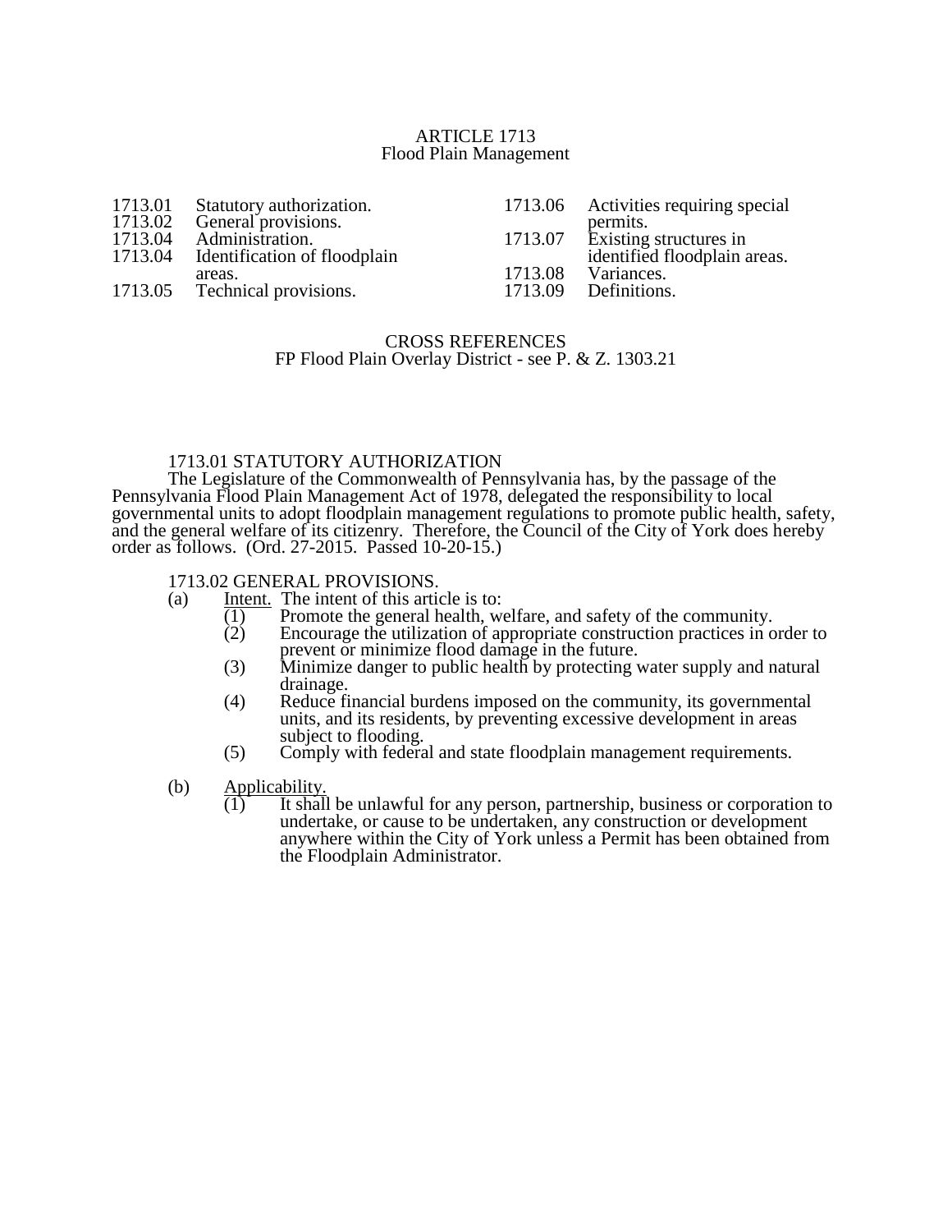# ARTICLE 1713
## Flood Plain Management

| | | | |
|---|---|---|---|
| 1713.01 | Statutory authorization. | 1713.06 | Activities requiring special permits. |
| 1713.02 | General provisions. | 1713.07 | Existing structures in identified floodplain areas. |
| 1713.04 | Administration. | 1713.08 | Variances. |
| 1713.04 | Identification of floodplain areas. | 1713.09 | Definitions. |
| 1713.05 | Technical provisions. | | |

CROSS REFERENCES
FP Flood Plain Overlay District - see P. & Z. 1303.21

### 1713.01 STATUTORY AUTHORIZATION

The Legislature of the Commonwealth of Pennsylvania has, by the passage of the Pennsylvania Flood Plain Management Act of 1978, delegated the responsibility to local governmental units to adopt floodplain management regulations to promote public health, safety, and the general welfare of its citizenry. Therefore, the Council of the City of York does hereby order as follows. (Ord. 27-2015. Passed 10-20-15.)

### 1713.02 GENERAL PROVISIONS.

(a) Intent. The intent of this article is to:

(1) Promote the general health, welfare, and safety of the community.

(2) Encourage the utilization of appropriate construction practices in order to prevent or minimize flood damage in the future.

(3) Minimize danger to public health by protecting water supply and natural drainage.

(4) Reduce financial burdens imposed on the community, its governmental units, and its residents, by preventing excessive development in areas subject to flooding.

(5) Comply with federal and state floodplain management requirements.

(b) Applicability.

(1) It shall be unlawful for any person, partnership, business or corporation to undertake, or cause to be undertaken, any construction or development anywhere within the City of York unless a Permit has been obtained from the Floodplain Administrator.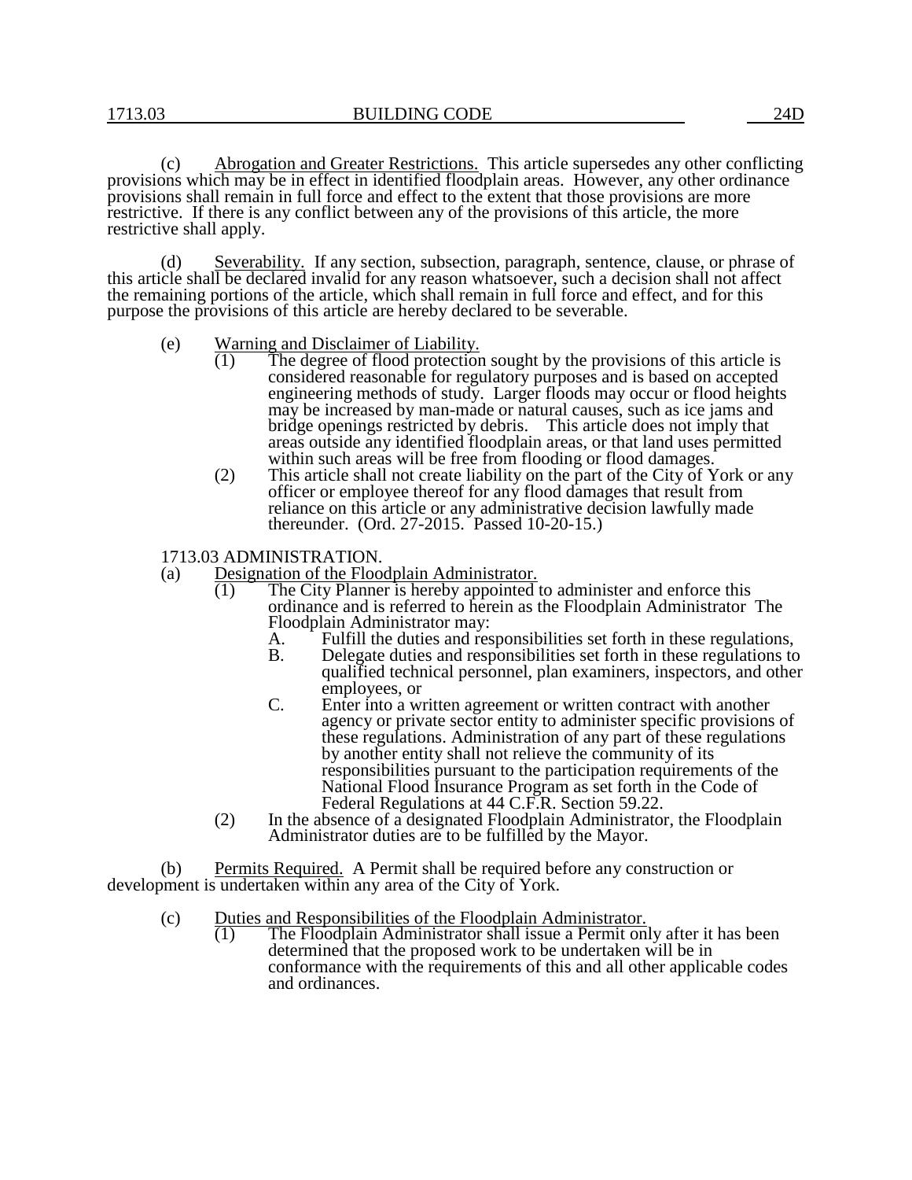(c) Abrogation and Greater Restrictions. This article supersedes any other conflicting provisions which may be in effect in identified floodplain areas. However, any other ordinance provisions shall remain in full force and effect to the extent that those provisions are more restrictive. If there is any conflict between any of the provisions of this article, the more restrictive shall apply.

(d) Severability. If any section, subsection, paragraph, sentence, clause, or phrase of this article shall be declared invalid for any reason whatsoever, such a decision shall not affect the remaining portions of the article, which shall remain in full force and effect, and for this purpose the provisions of this article are hereby declared to be severable.

(e) Warning and Disclaimer of Liability.

(1) The degree of flood protection sought by the provisions of this article is considered reasonable for regulatory purposes and is based on accepted engineering methods of study. Larger floods may occur or flood heights may be increased by man-made or natural causes, such as ice jams and bridge openings restricted by debris. This article does not imply that areas outside any identified floodplain areas, or that land uses permitted within such areas will be free from flooding or flood damages.

(2) This article shall not create liability on the part of the City of York or any officer or employee thereof for any flood damages that result from reliance on this article or any administrative decision lawfully made thereunder. (Ord. 27-2015. Passed 10-20-15.)

## 1713.03 ADMINISTRATION.

(a) Designation of the Floodplain Administrator.

(1) The City Planner is hereby appointed to administer and enforce this ordinance and is referred to herein as the Floodplain Administrator The Floodplain Administrator may:

A. Fulfill the duties and responsibilities set forth in these regulations,

B. Delegate duties and responsibilities set forth in these regulations to qualified technical personnel, plan examiners, inspectors, and other employees, or

C. Enter into a written agreement or written contract with another agency or private sector entity to administer specific provisions of these regulations. Administration of any part of these regulations by another entity shall not relieve the community of its responsibilities pursuant to the participation requirements of the National Flood Insurance Program as set forth in the Code of Federal Regulations at 44 C.F.R. Section 59.22.

(2) In the absence of a designated Floodplain Administrator, the Floodplain Administrator duties are to be fulfilled by the Mayor.

(b) Permits Required. A Permit shall be required before any construction or development is undertaken within any area of the City of York.

(c) Duties and Responsibilities of the Floodplain Administrator.

(1) The Floodplain Administrator shall issue a Permit only after it has been determined that the proposed work to be undertaken will be in conformance with the requirements of this and all other applicable codes and ordinances.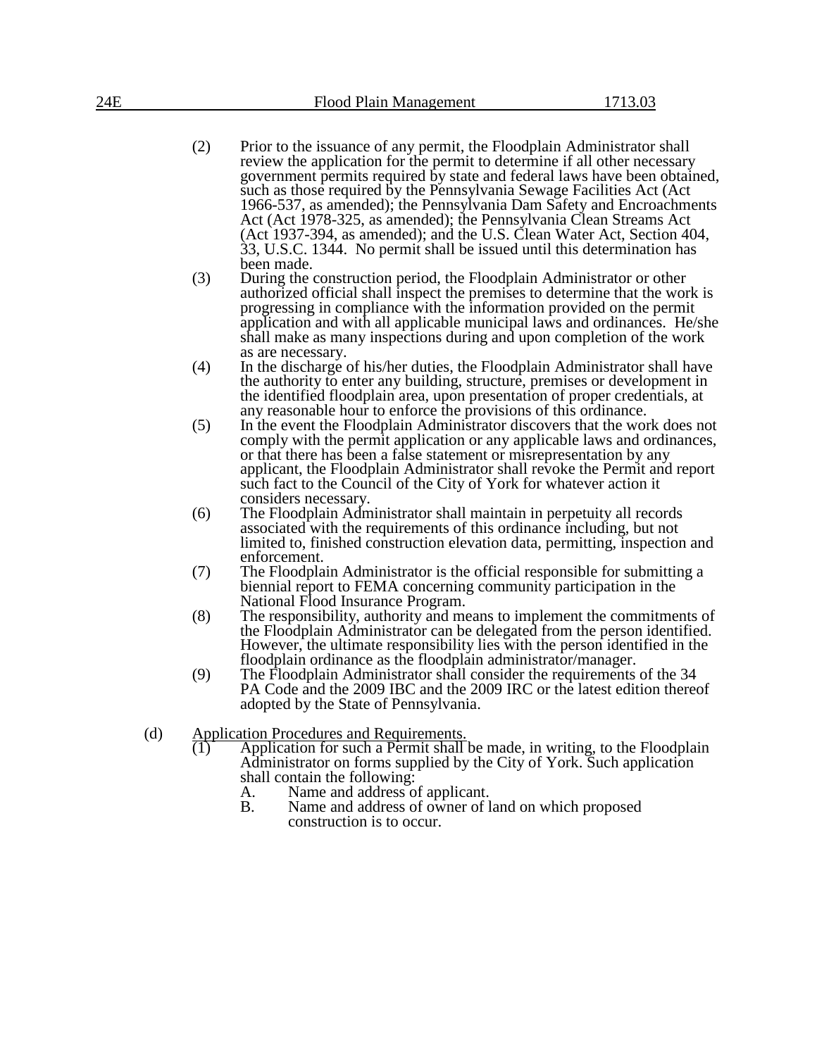(2) Prior to the issuance of any permit, the Floodplain Administrator shall review the application for the permit to determine if all other necessary government permits required by state and federal laws have been obtained, such as those required by the Pennsylvania Sewage Facilities Act (Act 1966-537, as amended); the Pennsylvania Dam Safety and Encroachments Act (Act 1978-325, as amended); the Pennsylvania Clean Streams Act (Act 1937-394, as amended); and the U.S. Clean Water Act, Section 404, 33, U.S.C. 1344. No permit shall be issued until this determination has been made.

(3) During the construction period, the Floodplain Administrator or other authorized official shall inspect the premises to determine that the work is progressing in compliance with the information provided on the permit application and with all applicable municipal laws and ordinances. He/she shall make as many inspections during and upon completion of the work as are necessary.

(4) In the discharge of his/her duties, the Floodplain Administrator shall have the authority to enter any building, structure, premises or development in the identified floodplain area, upon presentation of proper credentials, at any reasonable hour to enforce the provisions of this ordinance.

(5) In the event the Floodplain Administrator discovers that the work does not comply with the permit application or any applicable laws and ordinances, or that there has been a false statement or misrepresentation by any applicant, the Floodplain Administrator shall revoke the Permit and report such fact to the Council of the City of York for whatever action it considers necessary.

(6) The Floodplain Administrator shall maintain in perpetuity all records associated with the requirements of this ordinance including, but not limited to, finished construction elevation data, permitting, inspection and enforcement.

(7) The Floodplain Administrator is the official responsible for submitting a biennial report to FEMA concerning community participation in the National Flood Insurance Program.

(8) The responsibility, authority and means to implement the commitments of the Floodplain Administrator can be delegated from the person identified. However, the ultimate responsibility lies with the person identified in the floodplain ordinance as the floodplain administrator/manager.

(9) The Floodplain Administrator shall consider the requirements of the 34 PA Code and the 2009 IBC and the 2009 IRC or the latest edition thereof adopted by the State of Pennsylvania.

(d) Application Procedures and Requirements.

(1) Application for such a Permit shall be made, in writing, to the Floodplain Administrator on forms supplied by the City of York. Such application shall contain the following:

A. Name and address of applicant.

B. Name and address of owner of land on which proposed construction is to occur.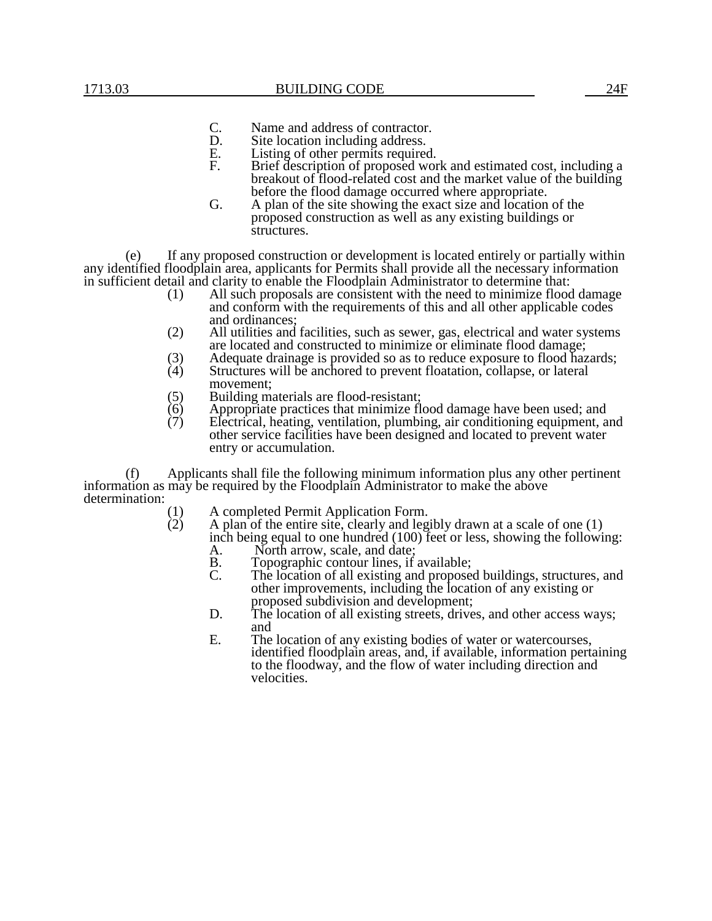C. Name and address of contractor.
D. Site location including address.
E. Listing of other permits required.
F. Brief description of proposed work and estimated cost, including a breakout of flood-related cost and the market value of the building before the flood damage occurred where appropriate.
G. A plan of the site showing the exact size and location of the proposed construction as well as any existing buildings or structures.

(e) If any proposed construction or development is located entirely or partially within any identified floodplain area, applicants for Permits shall provide all the necessary information in sufficient detail and clarity to enable the Floodplain Administrator to determine that:

(1) All such proposals are consistent with the need to minimize flood damage and conform with the requirements of this and all other applicable codes and ordinances;
(2) All utilities and facilities, such as sewer, gas, electrical and water systems are located and constructed to minimize or eliminate flood damage;
(3) Adequate drainage is provided so as to reduce exposure to flood hazards;
(4) Structures will be anchored to prevent floatation, collapse, or lateral movement;
(5) Building materials are flood-resistant;
(6) Appropriate practices that minimize flood damage have been used; and
(7) Electrical, heating, ventilation, plumbing, air conditioning equipment, and other service facilities have been designed and located to prevent water entry or accumulation.

(f) Applicants shall file the following minimum information plus any other pertinent information as may be required by the Floodplain Administrator to make the above determination:

(1) A completed Permit Application Form.
(2) A plan of the entire site, clearly and legibly drawn at a scale of one (1) inch being equal to one hundred (100) feet or less, showing the following:
   A. North arrow, scale, and date;
   B. Topographic contour lines, if available;
   C. The location of all existing and proposed buildings, structures, and other improvements, including the location of any existing or proposed subdivision and development;
   D. The location of all existing streets, drives, and other access ways; and
   E. The location of any existing bodies of water or watercourses, identified floodplain areas, and, if available, information pertaining to the floodway, and the flow of water including direction and velocities.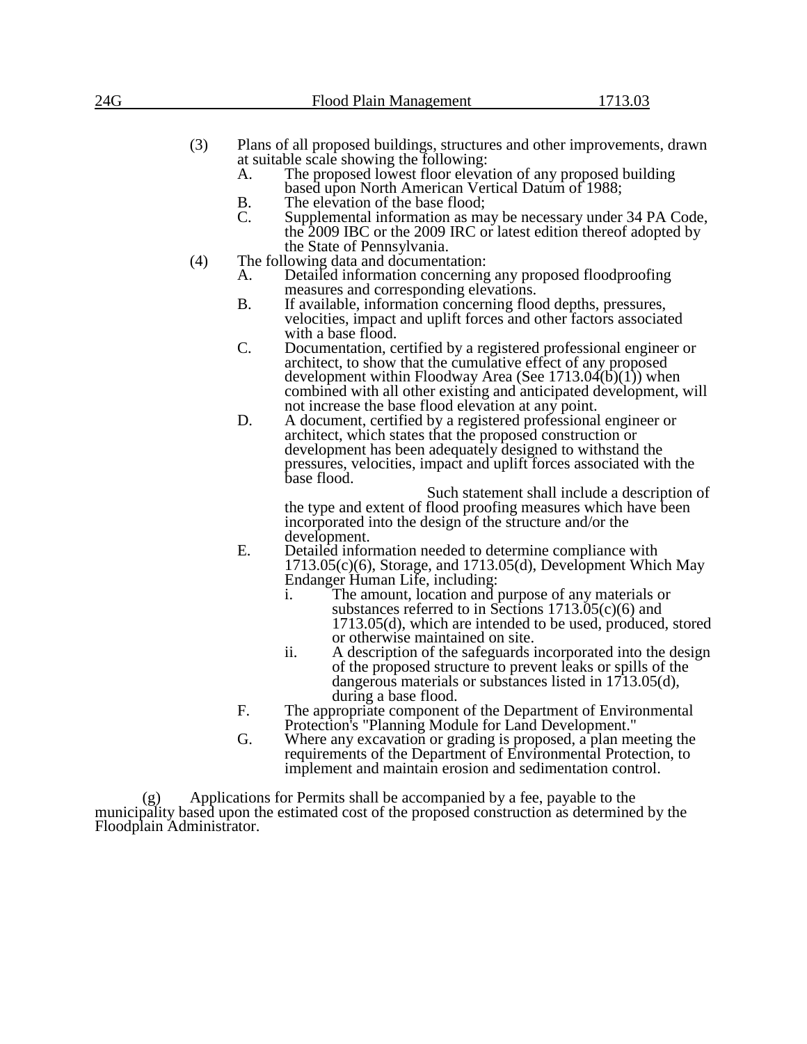(3) Plans of all proposed buildings, structures and other improvements, drawn at suitable scale showing the following:

  A. The proposed lowest floor elevation of any proposed building based upon North American Vertical Datum of 1988;

  B. The elevation of the base flood;

  C. Supplemental information as may be necessary under 34 PA Code, the 2009 IBC or the 2009 IRC or latest edition thereof adopted by the State of Pennsylvania.

(4) The following data and documentation:

  A. Detailed information concerning any proposed floodproofing measures and corresponding elevations.

  B. If available, information concerning flood depths, pressures, velocities, impact and uplift forces and other factors associated with a base flood.

  C. Documentation, certified by a registered professional engineer or architect, to show that the cumulative effect of any proposed development within Floodway Area (See 1713.04(b)(1)) when combined with all other existing and anticipated development, will not increase the base flood elevation at any point.

  D. A document, certified by a registered professional engineer or architect, which states that the proposed construction or development has been adequately designed to withstand the pressures, velocities, impact and uplift forces associated with the base flood.

  Such statement shall include a description of the type and extent of flood proofing measures which have been incorporated into the design of the structure and/or the development.

  E. Detailed information needed to determine compliance with 1713.05(c)(6), Storage, and 1713.05(d), Development Which May Endanger Human Life, including:

    i. The amount, location and purpose of any materials or substances referred to in Sections 1713.05(c)(6) and 1713.05(d), which are intended to be used, produced, stored or otherwise maintained on site.

    ii. A description of the safeguards incorporated into the design of the proposed structure to prevent leaks or spills of the dangerous materials or substances listed in 1713.05(d), during a base flood.

  F. The appropriate component of the Department of Environmental Protection's "Planning Module for Land Development."

  G. Where any excavation or grading is proposed, a plan meeting the requirements of the Department of Environmental Protection, to implement and maintain erosion and sedimentation control.

(g) Applications for Permits shall be accompanied by a fee, payable to the municipality based upon the estimated cost of the proposed construction as determined by the Floodplain Administrator.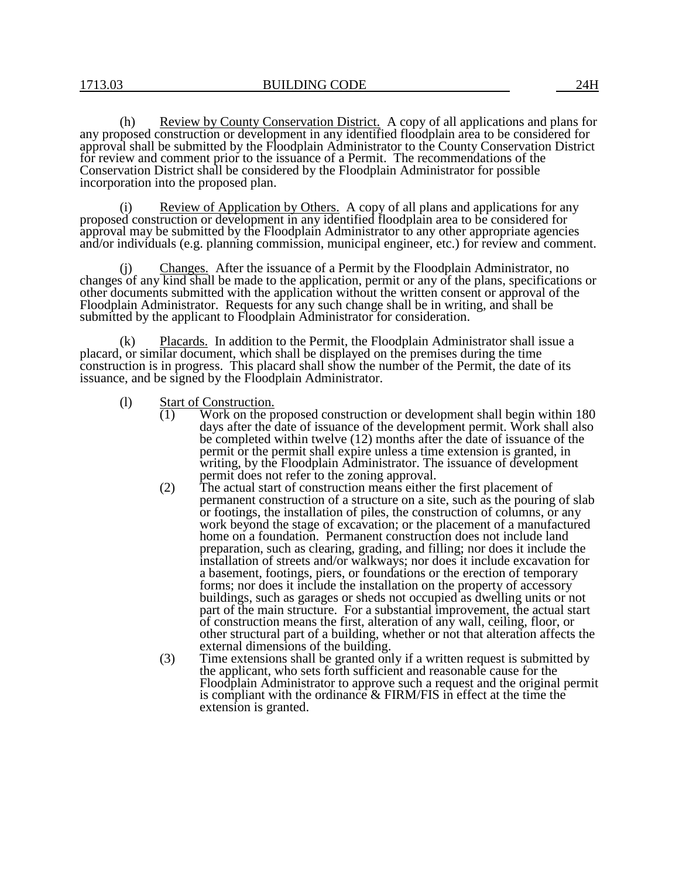(h) Review by County Conservation District. A copy of all applications and plans for any proposed construction or development in any identified floodplain area to be considered for approval shall be submitted by the Floodplain Administrator to the County Conservation District for review and comment prior to the issuance of a Permit. The recommendations of the Conservation District shall be considered by the Floodplain Administrator for possible incorporation into the proposed plan.

(i) Review of Application by Others. A copy of all plans and applications for any proposed construction or development in any identified floodplain area to be considered for approval may be submitted by the Floodplain Administrator to any other appropriate agencies and/or individuals (e.g. planning commission, municipal engineer, etc.) for review and comment.

(j) Changes. After the issuance of a Permit by the Floodplain Administrator, no changes of any kind shall be made to the application, permit or any of the plans, specifications or other documents submitted with the application without the written consent or approval of the Floodplain Administrator. Requests for any such change shall be in writing, and shall be submitted by the applicant to Floodplain Administrator for consideration.

(k) Placards. In addition to the Permit, the Floodplain Administrator shall issue a placard, or similar document, which shall be displayed on the premises during the time construction is in progress. This placard shall show the number of the Permit, the date of its issuance, and be signed by the Floodplain Administrator.

(l) Start of Construction.

(1) Work on the proposed construction or development shall begin within 180 days after the date of issuance of the development permit. Work shall also be completed within twelve (12) months after the date of issuance of the permit or the permit shall expire unless a time extension is granted, in writing, by the Floodplain Administrator. The issuance of development permit does not refer to the zoning approval.

(2) The actual start of construction means either the first placement of permanent construction of a structure on a site, such as the pouring of slab or footings, the installation of piles, the construction of columns, or any work beyond the stage of excavation; or the placement of a manufactured home on a foundation. Permanent construction does not include land preparation, such as clearing, grading, and filling; nor does it include the installation of streets and/or walkways; nor does it include excavation for a basement, footings, piers, or foundations or the erection of temporary forms; nor does it include the installation on the property of accessory buildings, such as garages or sheds not occupied as dwelling units or not part of the main structure. For a substantial improvement, the actual start of construction means the first, alteration of any wall, ceiling, floor, or other structural part of a building, whether or not that alteration affects the external dimensions of the building.

(3) Time extensions shall be granted only if a written request is submitted by the applicant, who sets forth sufficient and reasonable cause for the Floodplain Administrator to approve such a request and the original permit is compliant with the ordinance & FIRM/FIS in effect at the time the extension is granted.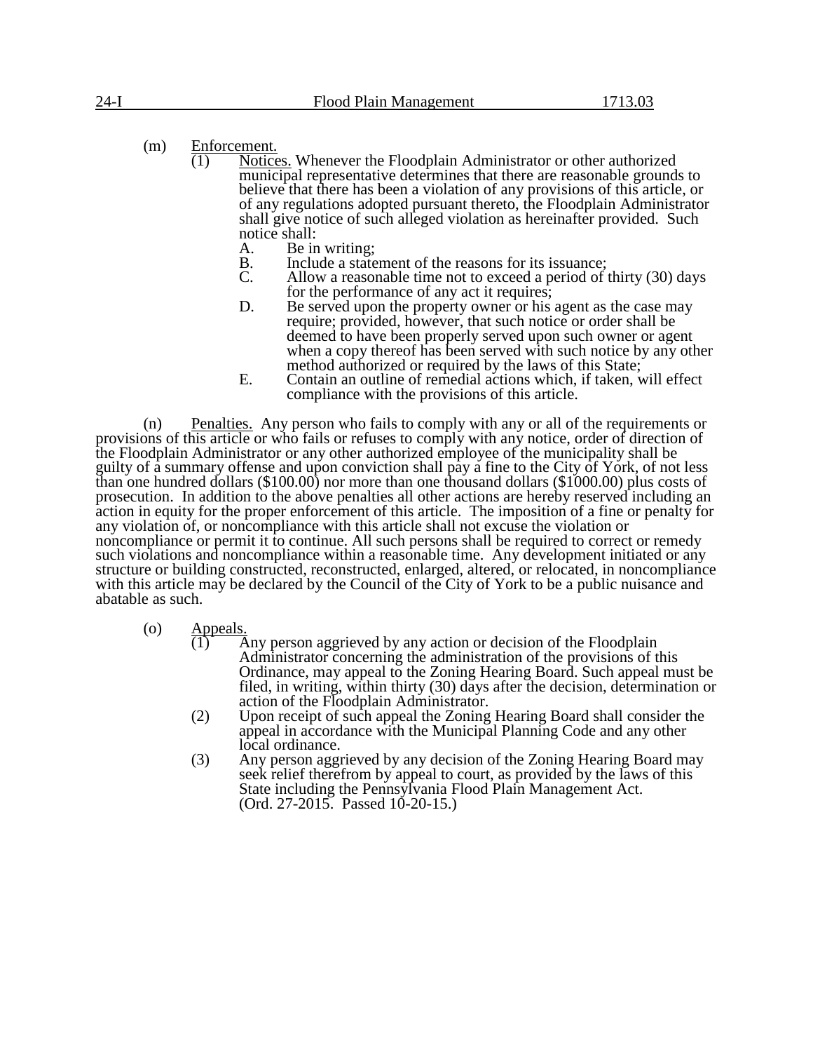(m) Enforcement.

(1) Notices. Whenever the Floodplain Administrator or other authorized municipal representative determines that there are reasonable grounds to believe that there has been a violation of any provisions of this article, or of any regulations adopted pursuant thereto, the Floodplain Administrator shall give notice of such alleged violation as hereinafter provided. Such notice shall:

A. Be in writing;

B. Include a statement of the reasons for its issuance;

C. Allow a reasonable time not to exceed a period of thirty (30) days for the performance of any act it requires;

D. Be served upon the property owner or his agent as the case may require; provided, however, that such notice or order shall be deemed to have been properly served upon such owner or agent when a copy thereof has been served with such notice by any other method authorized or required by the laws of this State;

E. Contain an outline of remedial actions which, if taken, will effect compliance with the provisions of this article.

(n) Penalties. Any person who fails to comply with any or all of the requirements or provisions of this article or who fails or refuses to comply with any notice, order of direction of the Floodplain Administrator or any other authorized employee of the municipality shall be guilty of a summary offense and upon conviction shall pay a fine to the City of York, of not less than one hundred dollars ($100.00) nor more than one thousand dollars ($1000.00) plus costs of prosecution. In addition to the above penalties all other actions are hereby reserved including an action in equity for the proper enforcement of this article. The imposition of a fine or penalty for any violation of, or noncompliance with this article shall not excuse the violation or noncompliance or permit it to continue. All such persons shall be required to correct or remedy such violations and noncompliance within a reasonable time. Any development initiated or any structure or building constructed, reconstructed, enlarged, altered, or relocated, in noncompliance with this article may be declared by the Council of the City of York to be a public nuisance and abatable as such.

(o) Appeals.

(1) Any person aggrieved by any action or decision of the Floodplain Administrator concerning the administration of the provisions of this Ordinance, may appeal to the Zoning Hearing Board. Such appeal must be filed, in writing, within thirty (30) days after the decision, determination or action of the Floodplain Administrator.

(2) Upon receipt of such appeal the Zoning Hearing Board shall consider the appeal in accordance with the Municipal Planning Code and any other local ordinance.

(3) Any person aggrieved by any decision of the Zoning Hearing Board may seek relief therefrom by appeal to court, as provided by the laws of this State including the Pennsylvania Flood Plain Management Act.
(Ord. 27-2015. Passed 10-20-15.)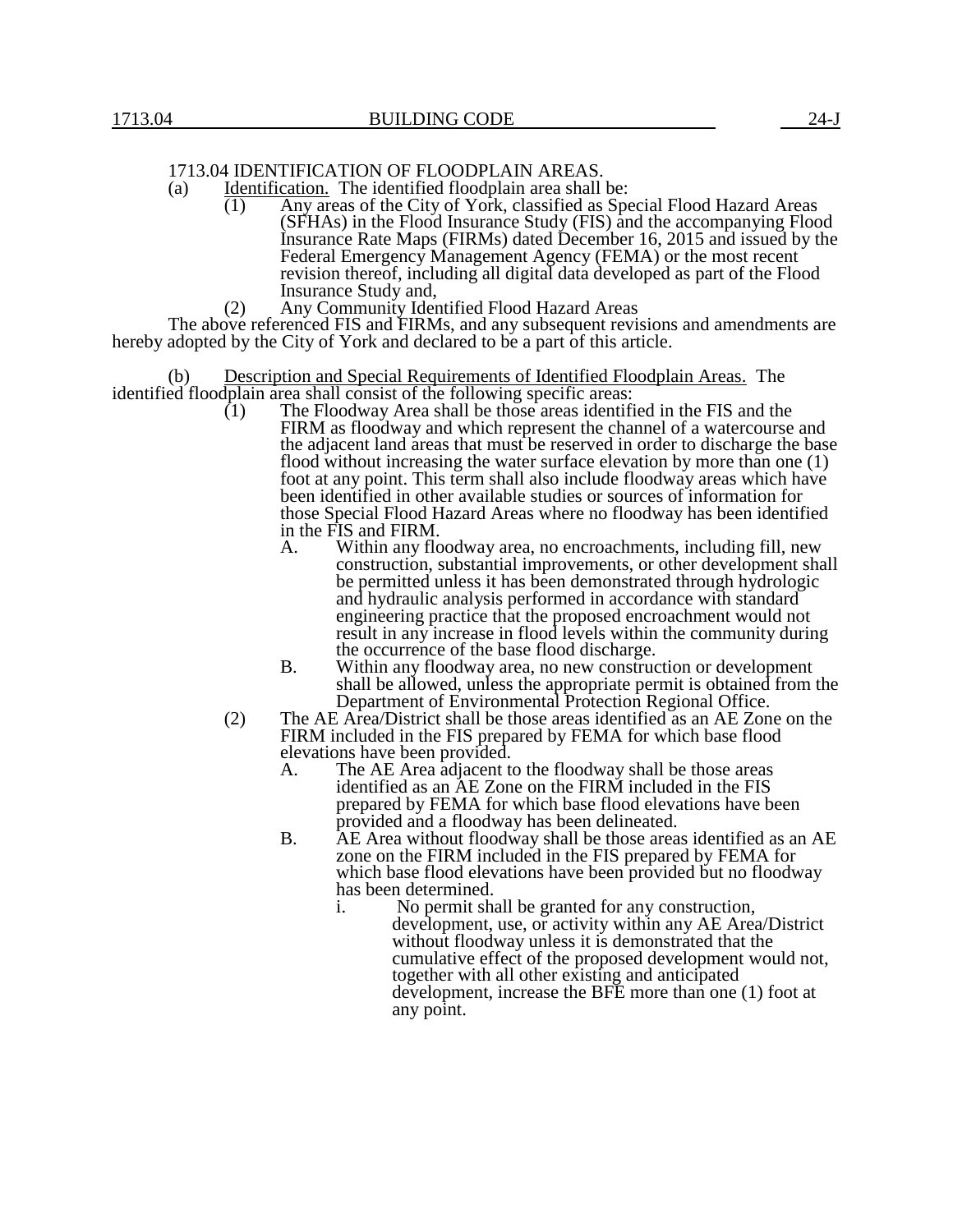1713.04 IDENTIFICATION OF FLOODPLAIN AREAS.

(a) Identification. The identified floodplain area shall be:

(1) Any areas of the City of York, classified as Special Flood Hazard Areas (SFHAs) in the Flood Insurance Study (FIS) and the accompanying Flood Insurance Rate Maps (FIRMs) dated December 16, 2015 and issued by the Federal Emergency Management Agency (FEMA) or the most recent revision thereof, including all digital data developed as part of the Flood Insurance Study and,

(2) Any Community Identified Flood Hazard Areas

The above referenced FIS and FIRMs, and any subsequent revisions and amendments are hereby adopted by the City of York and declared to be a part of this article.

(b) Description and Special Requirements of Identified Floodplain Areas. The identified floodplain area shall consist of the following specific areas:

(1) The Floodway Area shall be those areas identified in the FIS and the FIRM as floodway and which represent the channel of a watercourse and the adjacent land areas that must be reserved in order to discharge the base flood without increasing the water surface elevation by more than one (1) foot at any point. This term shall also include floodway areas which have been identified in other available studies or sources of information for those Special Flood Hazard Areas where no floodway has been identified in the FIS and FIRM.

A. Within any floodway area, no encroachments, including fill, new construction, substantial improvements, or other development shall be permitted unless it has been demonstrated through hydrologic and hydraulic analysis performed in accordance with standard engineering practice that the proposed encroachment would not result in any increase in flood levels within the community during the occurrence of the base flood discharge.

B. Within any floodway area, no new construction or development shall be allowed, unless the appropriate permit is obtained from the Department of Environmental Protection Regional Office.

(2) The AE Area/District shall be those areas identified as an AE Zone on the FIRM included in the FIS prepared by FEMA for which base flood elevations have been provided.

A. The AE Area adjacent to the floodway shall be those areas identified as an AE Zone on the FIRM included in the FIS prepared by FEMA for which base flood elevations have been provided and a floodway has been delineated.

B. AE Area without floodway shall be those areas identified as an AE zone on the FIRM included in the FIS prepared by FEMA for which base flood elevations have been provided but no floodway has been determined.

i. No permit shall be granted for any construction, development, use, or activity within any AE Area/District without floodway unless it is demonstrated that the cumulative effect of the proposed development would not, together with all other existing and anticipated development, increase the BFE more than one (1) foot at any point.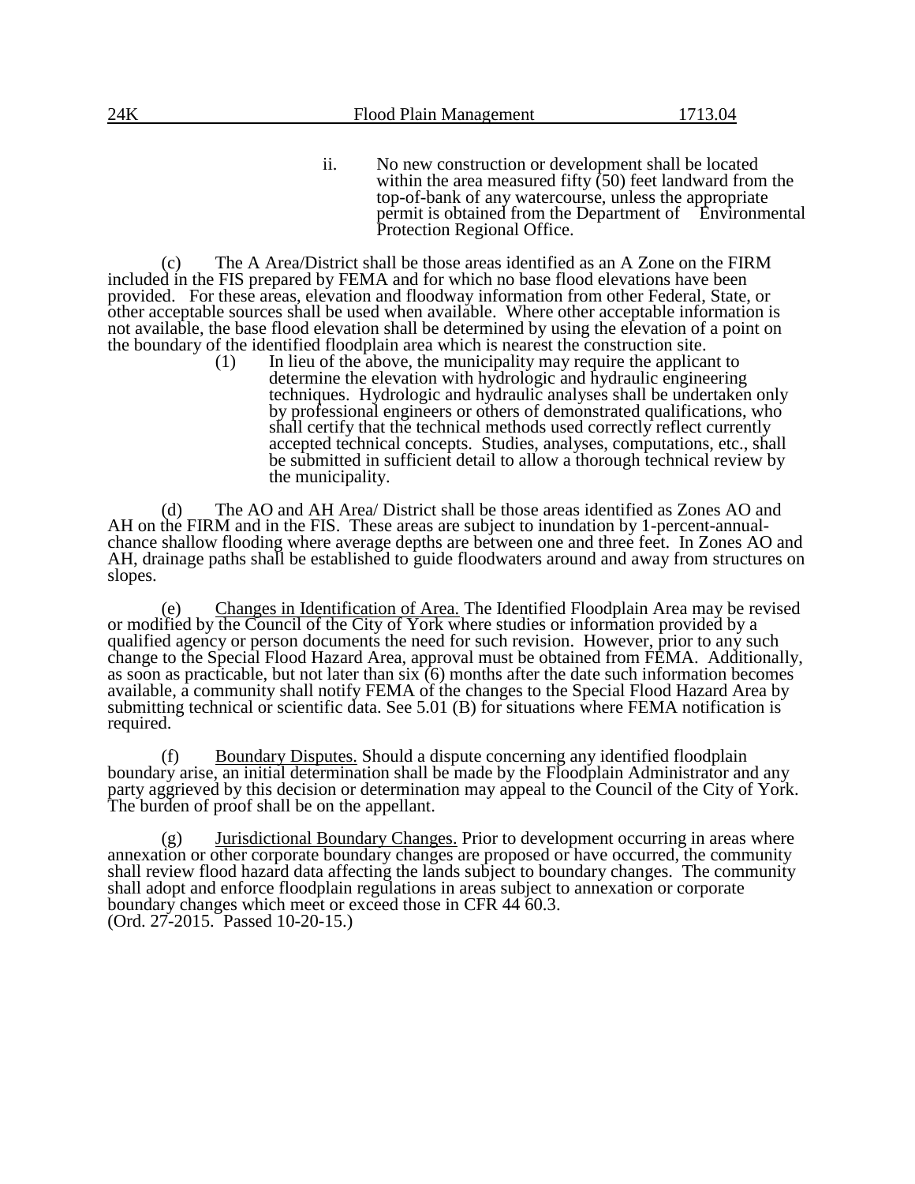ii. No new construction or development shall be located within the area measured fifty (50) feet landward from the top-of-bank of any watercourse, unless the appropriate permit is obtained from the Department of Environmental Protection Regional Office.

(c) The A Area/District shall be those areas identified as an A Zone on the FIRM included in the FIS prepared by FEMA and for which no base flood elevations have been provided. For these areas, elevation and floodway information from other Federal, State, or other acceptable sources shall be used when available. Where other acceptable information is not available, the base flood elevation shall be determined by using the elevation of a point on the boundary of the identified floodplain area which is nearest the construction site.

(1) In lieu of the above, the municipality may require the applicant to determine the elevation with hydrologic and hydraulic engineering techniques. Hydrologic and hydraulic analyses shall be undertaken only by professional engineers or others of demonstrated qualifications, who shall certify that the technical methods used correctly reflect currently accepted technical concepts. Studies, analyses, computations, etc., shall be submitted in sufficient detail to allow a thorough technical review by the municipality.

(d) The AO and AH Area/ District shall be those areas identified as Zones AO and AH on the FIRM and in the FIS. These areas are subject to inundation by 1-percent-annual-chance shallow flooding where average depths are between one and three feet. In Zones AO and AH, drainage paths shall be established to guide floodwaters around and away from structures on slopes.

(e) Changes in Identification of Area. The Identified Floodplain Area may be revised or modified by the Council of the City of York where studies or information provided by a qualified agency or person documents the need for such revision. However, prior to any such change to the Special Flood Hazard Area, approval must be obtained from FEMA. Additionally, as soon as practicable, but not later than six (6) months after the date such information becomes available, a community shall notify FEMA of the changes to the Special Flood Hazard Area by submitting technical or scientific data. See 5.01 (B) for situations where FEMA notification is required.

(f) Boundary Disputes. Should a dispute concerning any identified floodplain boundary arise, an initial determination shall be made by the Floodplain Administrator and any party aggrieved by this decision or determination may appeal to the Council of the City of York. The burden of proof shall be on the appellant.

(g) Jurisdictional Boundary Changes. Prior to development occurring in areas where annexation or other corporate boundary changes are proposed or have occurred, the community shall review flood hazard data affecting the lands subject to boundary changes. The community shall adopt and enforce floodplain regulations in areas subject to annexation or corporate boundary changes which meet or exceed those in CFR 44 60.3.
(Ord. 27-2015. Passed 10-20-15.)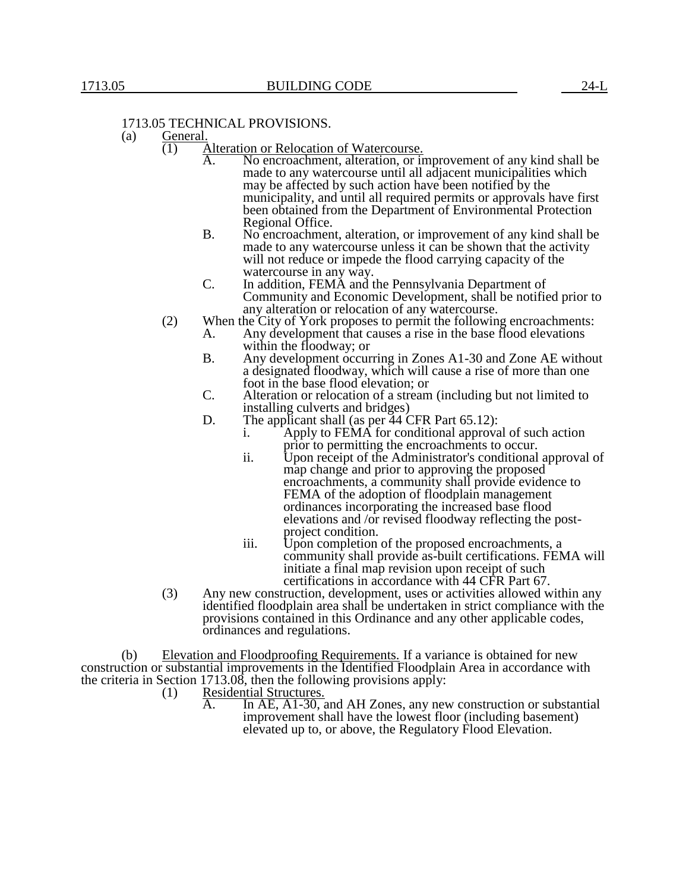## 1713.05 TECHNICAL PROVISIONS.

(a) General.

(1) Alteration or Relocation of Watercourse.

A. No encroachment, alteration, or improvement of any kind shall be made to any watercourse until all adjacent municipalities which may be affected by such action have been notified by the municipality, and until all required permits or approvals have first been obtained from the Department of Environmental Protection Regional Office.

B. No encroachment, alteration, or improvement of any kind shall be made to any watercourse unless it can be shown that the activity will not reduce or impede the flood carrying capacity of the watercourse in any way.

C. In addition, FEMA and the Pennsylvania Department of Community and Economic Development, shall be notified prior to any alteration or relocation of any watercourse.

(2) When the City of York proposes to permit the following encroachments:

A. Any development that causes a rise in the base flood elevations within the floodway; or

B. Any development occurring in Zones A1-30 and Zone AE without a designated floodway, which will cause a rise of more than one foot in the base flood elevation; or

C. Alteration or relocation of a stream (including but not limited to installing culverts and bridges)

D. The applicant shall (as per 44 CFR Part 65.12):

i. Apply to FEMA for conditional approval of such action prior to permitting the encroachments to occur.

ii. Upon receipt of the Administrator's conditional approval of map change and prior to approving the proposed encroachments, a community shall provide evidence to FEMA of the adoption of floodplain management ordinances incorporating the increased base flood elevations and /or revised floodway reflecting the post-project condition.

iii. Upon completion of the proposed encroachments, a community shall provide as-built certifications. FEMA will initiate a final map revision upon receipt of such certifications in accordance with 44 CFR Part 67.

(3) Any new construction, development, uses or activities allowed within any identified floodplain area shall be undertaken in strict compliance with the provisions contained in this Ordinance and any other applicable codes, ordinances and regulations.

(b) Elevation and Floodproofing Requirements. If a variance is obtained for new construction or substantial improvements in the Identified Floodplain Area in accordance with the criteria in Section 1713.08, then the following provisions apply:

(1) Residential Structures.

A. In AE, A1-30, and AH Zones, any new construction or substantial improvement shall have the lowest floor (including basement) elevated up to, or above, the Regulatory Flood Elevation.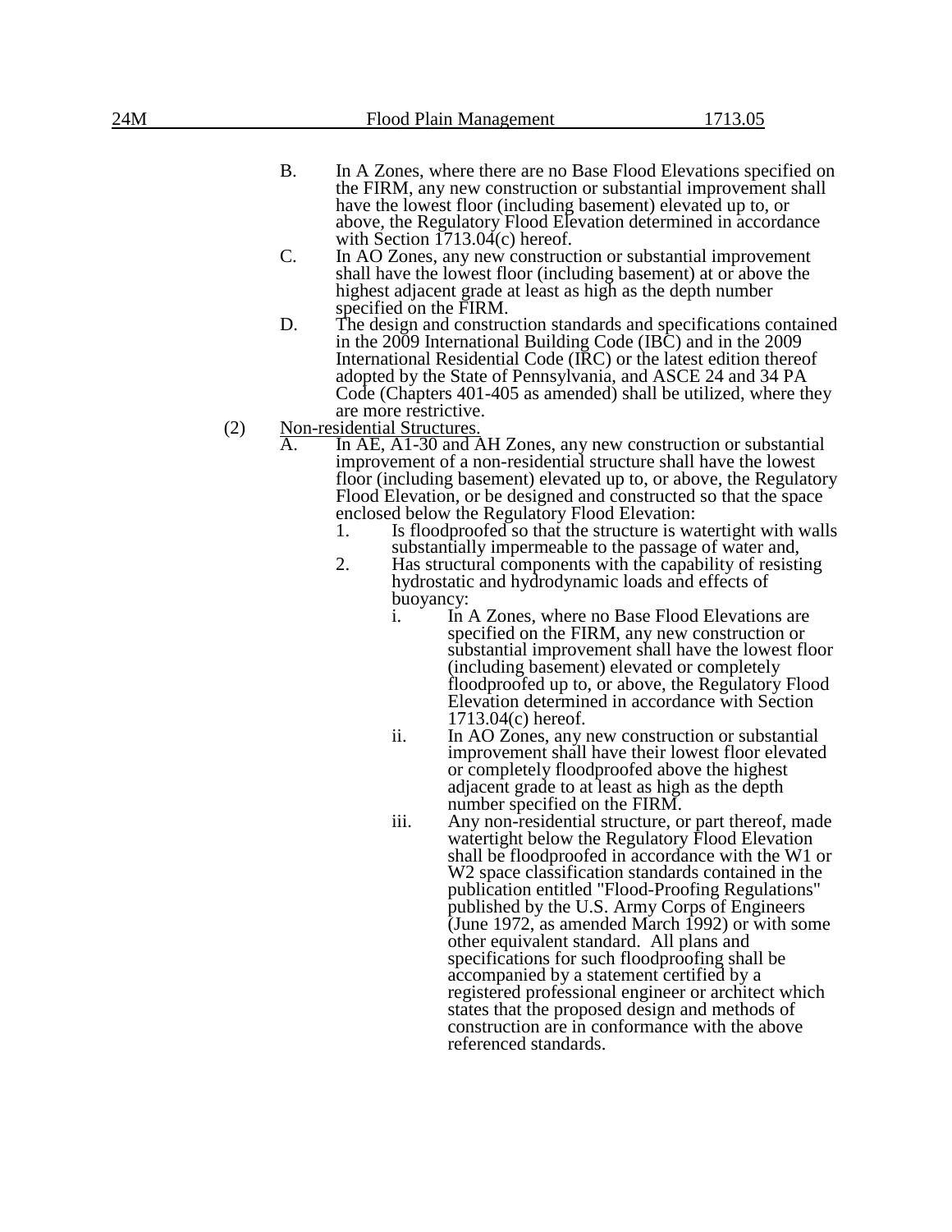B. In A Zones, where there are no Base Flood Elevations specified on the FIRM, any new construction or substantial improvement shall have the lowest floor (including basement) elevated up to, or above, the Regulatory Flood Elevation determined in accordance with Section 1713.04(c) hereof.

C. In AO Zones, any new construction or substantial improvement shall have the lowest floor (including basement) at or above the highest adjacent grade at least as high as the depth number specified on the FIRM.

D. The design and construction standards and specifications contained in the 2009 International Building Code (IBC) and in the 2009 International Residential Code (IRC) or the latest edition thereof adopted by the State of Pennsylvania, and ASCE 24 and 34 PA Code (Chapters 401-405 as amended) shall be utilized, where they are more restrictive.

(2) Non-residential Structures.

A. In AE, A1-30 and AH Zones, any new construction or substantial improvement of a non-residential structure shall have the lowest floor (including basement) elevated up to, or above, the Regulatory Flood Elevation, or be designed and constructed so that the space enclosed below the Regulatory Flood Elevation:

1. Is floodproofed so that the structure is watertight with walls substantially impermeable to the passage of water and,

2. Has structural components with the capability of resisting hydrostatic and hydrodynamic loads and effects of buoyancy:

i. In A Zones, where no Base Flood Elevations are specified on the FIRM, any new construction or substantial improvement shall have the lowest floor (including basement) elevated or completely floodproofed up to, or above, the Regulatory Flood Elevation determined in accordance with Section 1713.04(c) hereof.

ii. In AO Zones, any new construction or substantial improvement shall have their lowest floor elevated or completely floodproofed above the highest adjacent grade to at least as high as the depth number specified on the FIRM.

iii. Any non-residential structure, or part thereof, made watertight below the Regulatory Flood Elevation shall be floodproofed in accordance with the W1 or W2 space classification standards contained in the publication entitled "Flood-Proofing Regulations" published by the U.S. Army Corps of Engineers (June 1972, as amended March 1992) or with some other equivalent standard. All plans and specifications for such floodproofing shall be accompanied by a statement certified by a registered professional engineer or architect which states that the proposed design and methods of construction are in conformance with the above referenced standards.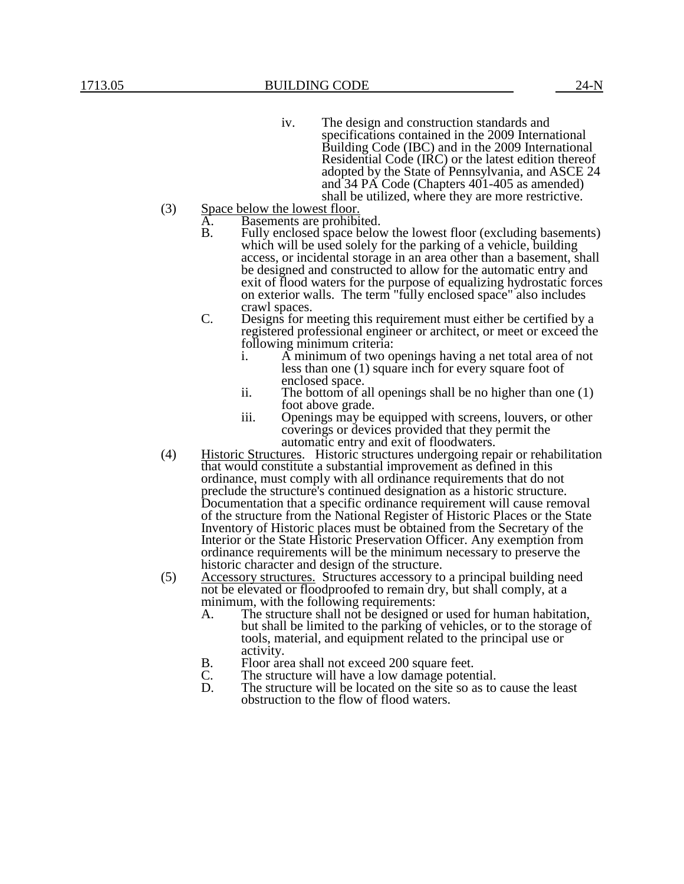iv. The design and construction standards and specifications contained in the 2009 International Building Code (IBC) and in the 2009 International Residential Code (IRC) or the latest edition thereof adopted by the State of Pennsylvania, and ASCE 24 and 34 PA Code (Chapters 401-405 as amended) shall be utilized, where they are more restrictive.

(3) Space below the lowest floor.

A. Basements are prohibited.

B. Fully enclosed space below the lowest floor (excluding basements) which will be used solely for the parking of a vehicle, building access, or incidental storage in an area other than a basement, shall be designed and constructed to allow for the automatic entry and exit of flood waters for the purpose of equalizing hydrostatic forces on exterior walls. The term "fully enclosed space" also includes crawl spaces.

C. Designs for meeting this requirement must either be certified by a registered professional engineer or architect, or meet or exceed the following minimum criteria:

i. A minimum of two openings having a net total area of not less than one (1) square inch for every square foot of enclosed space.

ii. The bottom of all openings shall be no higher than one (1) foot above grade.

iii. Openings may be equipped with screens, louvers, or other coverings or devices provided that they permit the automatic entry and exit of floodwaters.

(4) Historic Structures. Historic structures undergoing repair or rehabilitation that would constitute a substantial improvement as defined in this ordinance, must comply with all ordinance requirements that do not preclude the structure's continued designation as a historic structure. Documentation that a specific ordinance requirement will cause removal of the structure from the National Register of Historic Places or the State Inventory of Historic places must be obtained from the Secretary of the Interior or the State Historic Preservation Officer. Any exemption from ordinance requirements will be the minimum necessary to preserve the historic character and design of the structure.

(5) Accessory structures. Structures accessory to a principal building need not be elevated or floodproofed to remain dry, but shall comply, at a minimum, with the following requirements:

A. The structure shall not be designed or used for human habitation, but shall be limited to the parking of vehicles, or to the storage of tools, material, and equipment related to the principal use or activity.

B. Floor area shall not exceed 200 square feet.

C. The structure will have a low damage potential.

D. The structure will be located on the site so as to cause the least obstruction to the flow of flood waters.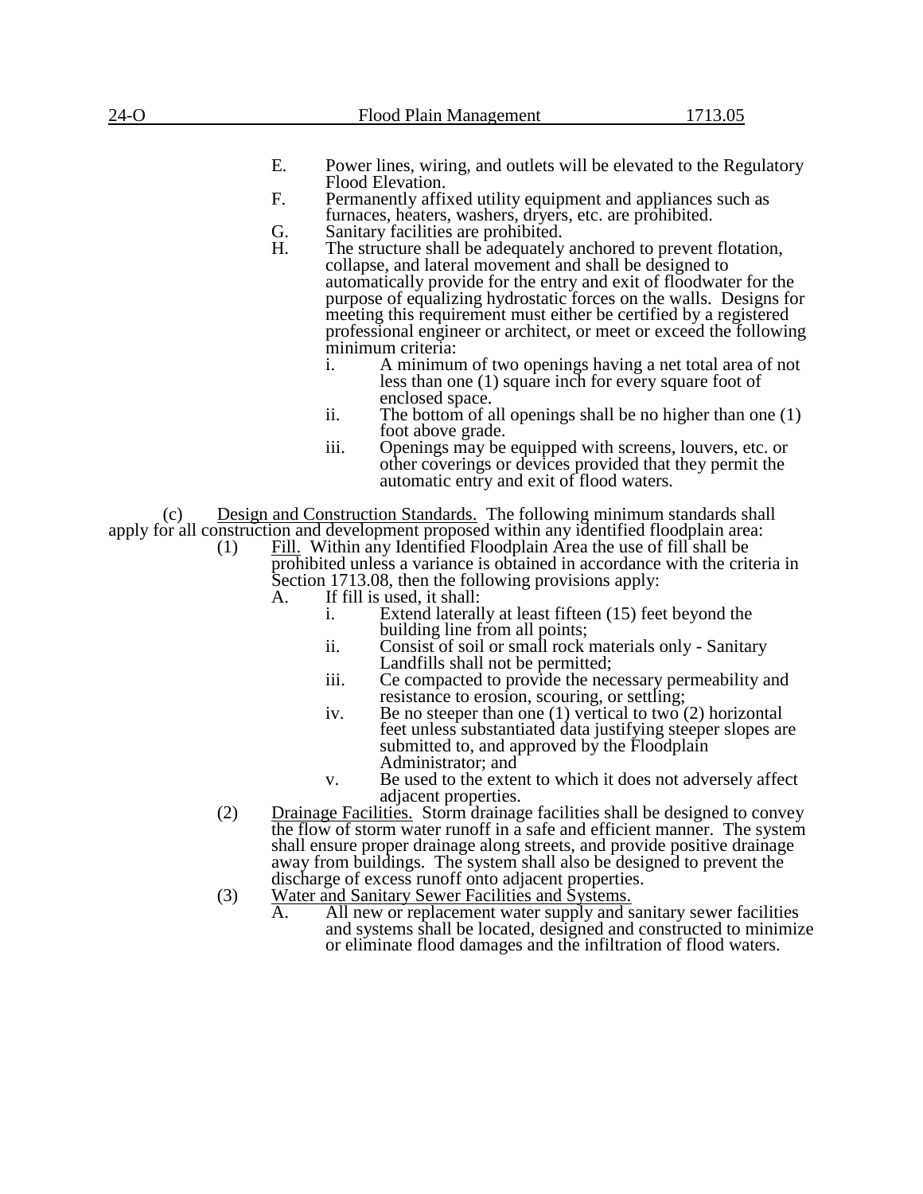E. Power lines, wiring, and outlets will be elevated to the Regulatory Flood Elevation.

F. Permanently affixed utility equipment and appliances such as furnaces, heaters, washers, dryers, etc. are prohibited.

G. Sanitary facilities are prohibited.

H. The structure shall be adequately anchored to prevent flotation, collapse, and lateral movement and shall be designed to automatically provide for the entry and exit of floodwater for the purpose of equalizing hydrostatic forces on the walls. Designs for meeting this requirement must either be certified by a registered professional engineer or architect, or meet or exceed the following minimum criteria:

- i. A minimum of two openings having a net total area of not less than one (1) square inch for every square foot of enclosed space.
- ii. The bottom of all openings shall be no higher than one (1) foot above grade.
- iii. Openings may be equipped with screens, louvers, etc. or other coverings or devices provided that they permit the automatic entry and exit of flood waters.

(c) Design and Construction Standards. The following minimum standards shall apply for all construction and development proposed within any identified floodplain area:

(1) Fill. Within any Identified Floodplain Area the use of fill shall be prohibited unless a variance is obtained in accordance with the criteria in Section 1713.08, then the following provisions apply:

A. If fill is used, it shall:

- i. Extend laterally at least fifteen (15) feet beyond the building line from all points;
- ii. Consist of soil or small rock materials only - Sanitary Landfills shall not be permitted;
- iii. Ce compacted to provide the necessary permeability and resistance to erosion, scouring, or settling;
- iv. Be no steeper than one (1) vertical to two (2) horizontal feet unless substantiated data justifying steeper slopes are submitted to, and approved by the Floodplain Administrator; and
- v. Be used to the extent to which it does not adversely affect adjacent properties.

(2) Drainage Facilities. Storm drainage facilities shall be designed to convey the flow of storm water runoff in a safe and efficient manner. The system shall ensure proper drainage along streets, and provide positive drainage away from buildings. The system shall also be designed to prevent the discharge of excess runoff onto adjacent properties.

(3) Water and Sanitary Sewer Facilities and Systems.

A. All new or replacement water supply and sanitary sewer facilities and systems shall be located, designed and constructed to minimize or eliminate flood damages and the infiltration of flood waters.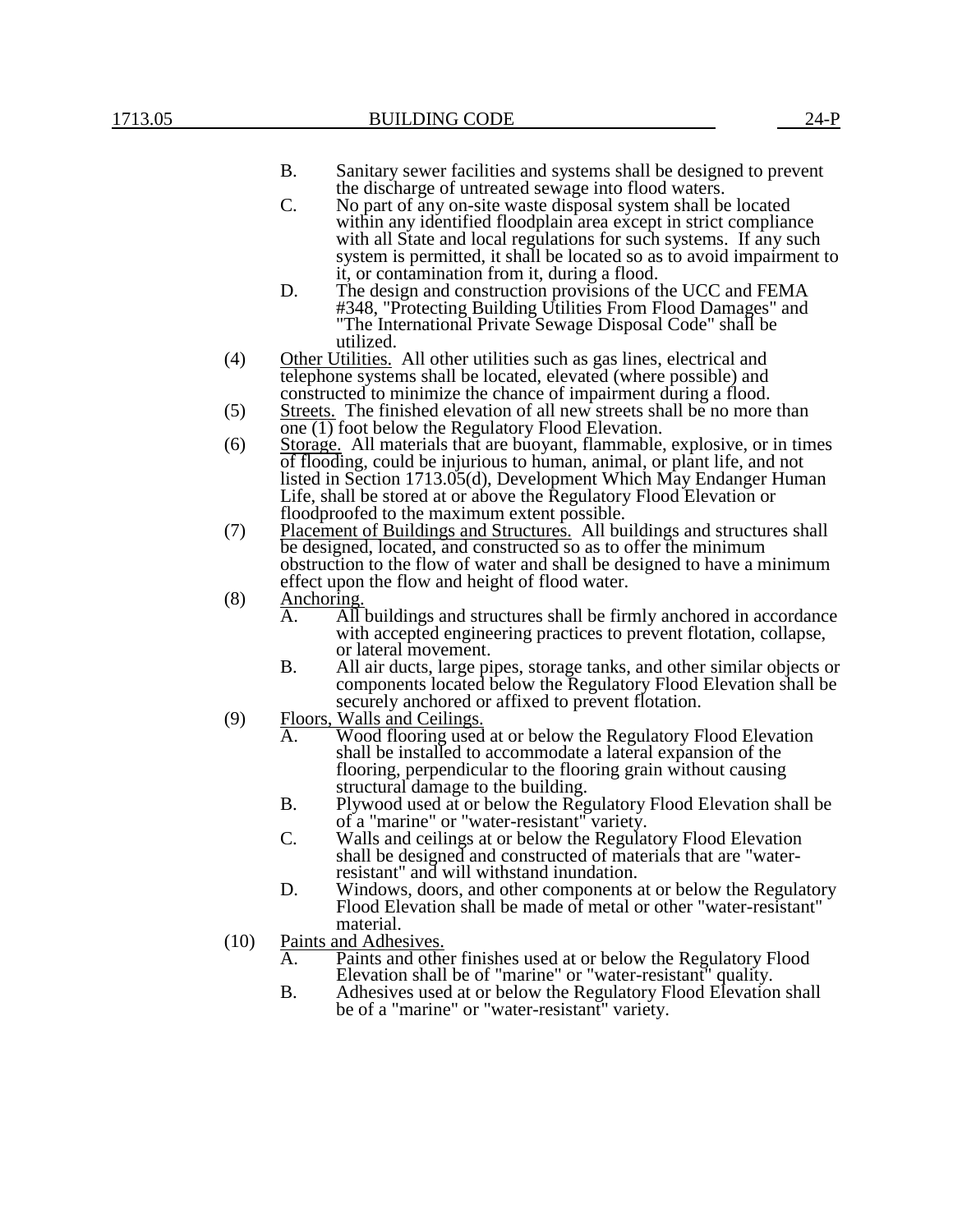B. Sanitary sewer facilities and systems shall be designed to prevent the discharge of untreated sewage into flood waters.

C. No part of any on-site waste disposal system shall be located within any identified floodplain area except in strict compliance with all State and local regulations for such systems. If any such system is permitted, it shall be located so as to avoid impairment to it, or contamination from it, during a flood.

D. The design and construction provisions of the UCC and FEMA #348, "Protecting Building Utilities From Flood Damages" and "The International Private Sewage Disposal Code" shall be utilized.

(4) Other Utilities. All other utilities such as gas lines, electrical and telephone systems shall be located, elevated (where possible) and constructed to minimize the chance of impairment during a flood.

(5) Streets. The finished elevation of all new streets shall be no more than one (1) foot below the Regulatory Flood Elevation.

(6) Storage. All materials that are buoyant, flammable, explosive, or in times of flooding, could be injurious to human, animal, or plant life, and not listed in Section 1713.05(d), Development Which May Endanger Human Life, shall be stored at or above the Regulatory Flood Elevation or floodproofed to the maximum extent possible.

(7) Placement of Buildings and Structures. All buildings and structures shall be designed, located, and constructed so as to offer the minimum obstruction to the flow of water and shall be designed to have a minimum effect upon the flow and height of flood water.

(8) Anchoring.

A. All buildings and structures shall be firmly anchored in accordance with accepted engineering practices to prevent flotation, collapse, or lateral movement.

B. All air ducts, large pipes, storage tanks, and other similar objects or components located below the Regulatory Flood Elevation shall be securely anchored or affixed to prevent flotation.

(9) Floors, Walls and Ceilings.

A. Wood flooring used at or below the Regulatory Flood Elevation shall be installed to accommodate a lateral expansion of the flooring, perpendicular to the flooring grain without causing structural damage to the building.

B. Plywood used at or below the Regulatory Flood Elevation shall be of a "marine" or "water-resistant" variety.

C. Walls and ceilings at or below the Regulatory Flood Elevation shall be designed and constructed of materials that are "water-resistant" and will withstand inundation.

D. Windows, doors, and other components at or below the Regulatory Flood Elevation shall be made of metal or other "water-resistant" material.

(10) Paints and Adhesives.

A. Paints and other finishes used at or below the Regulatory Flood Elevation shall be of "marine" or "water-resistant" quality.

B. Adhesives used at or below the Regulatory Flood Elevation shall be of a "marine" or "water-resistant" variety.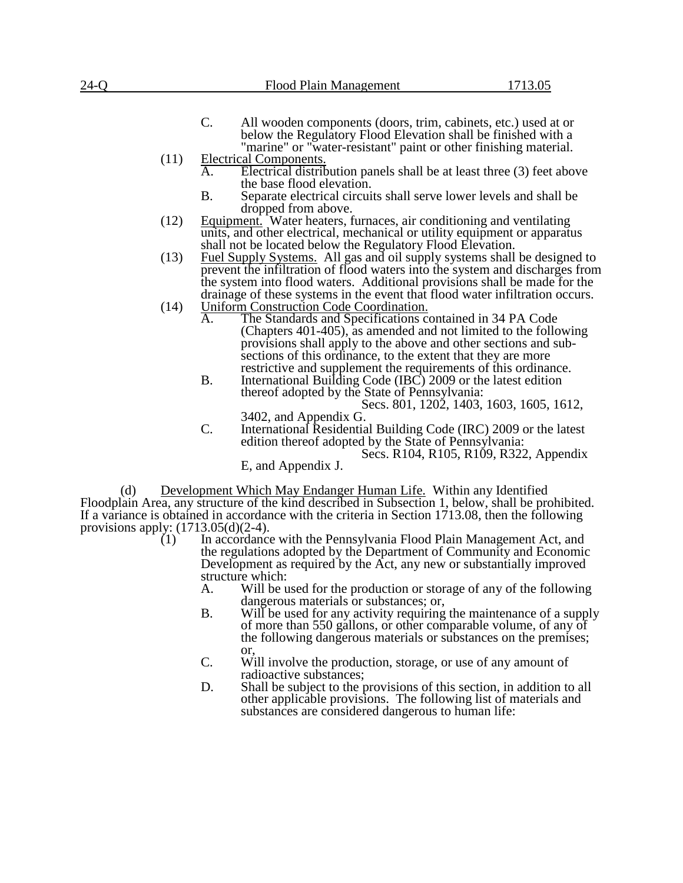C. All wooden components (doors, trim, cabinets, etc.) used at or below the Regulatory Flood Elevation shall be finished with a "marine" or "water-resistant" paint or other finishing material.

(11) Electrical Components.

A. Electrical distribution panels shall be at least three (3) feet above the base flood elevation.

B. Separate electrical circuits shall serve lower levels and shall be dropped from above.

(12) Equipment. Water heaters, furnaces, air conditioning and ventilating units, and other electrical, mechanical or utility equipment or apparatus shall not be located below the Regulatory Flood Elevation.

(13) Fuel Supply Systems. All gas and oil supply systems shall be designed to prevent the infiltration of flood waters into the system and discharges from the system into flood waters. Additional provisions shall be made for the drainage of these systems in the event that flood water infiltration occurs.

(14) Uniform Construction Code Coordination.

A. The Standards and Specifications contained in 34 PA Code (Chapters 401-405), as amended and not limited to the following provisions shall apply to the above and other sections and sub-sections of this ordinance, to the extent that they are more restrictive and supplement the requirements of this ordinance.

B. International Building Code (IBC) 2009 or the latest edition thereof adopted by the State of Pennsylvania:
Secs. 801, 1202, 1403, 1603, 1605, 1612, 3402, and Appendix G.

C. International Residential Building Code (IRC) 2009 or the latest edition thereof adopted by the State of Pennsylvania:
Secs. R104, R105, R109, R322, Appendix E, and Appendix J.

(d) Development Which May Endanger Human Life. Within any Identified Floodplain Area, any structure of the kind described in Subsection 1, below, shall be prohibited. If a variance is obtained in accordance with the criteria in Section 1713.08, then the following provisions apply: (1713.05(d)(2-4).

(1) In accordance with the Pennsylvania Flood Plain Management Act, and the regulations adopted by the Department of Community and Economic Development as required by the Act, any new or substantially improved structure which:

A. Will be used for the production or storage of any of the following dangerous materials or substances; or,

B. Will be used for any activity requiring the maintenance of a supply of more than 550 gallons, or other comparable volume, of any of the following dangerous materials or substances on the premises; or,

C. Will involve the production, storage, or use of any amount of radioactive substances;

D. Shall be subject to the provisions of this section, in addition to all other applicable provisions. The following list of materials and substances are considered dangerous to human life: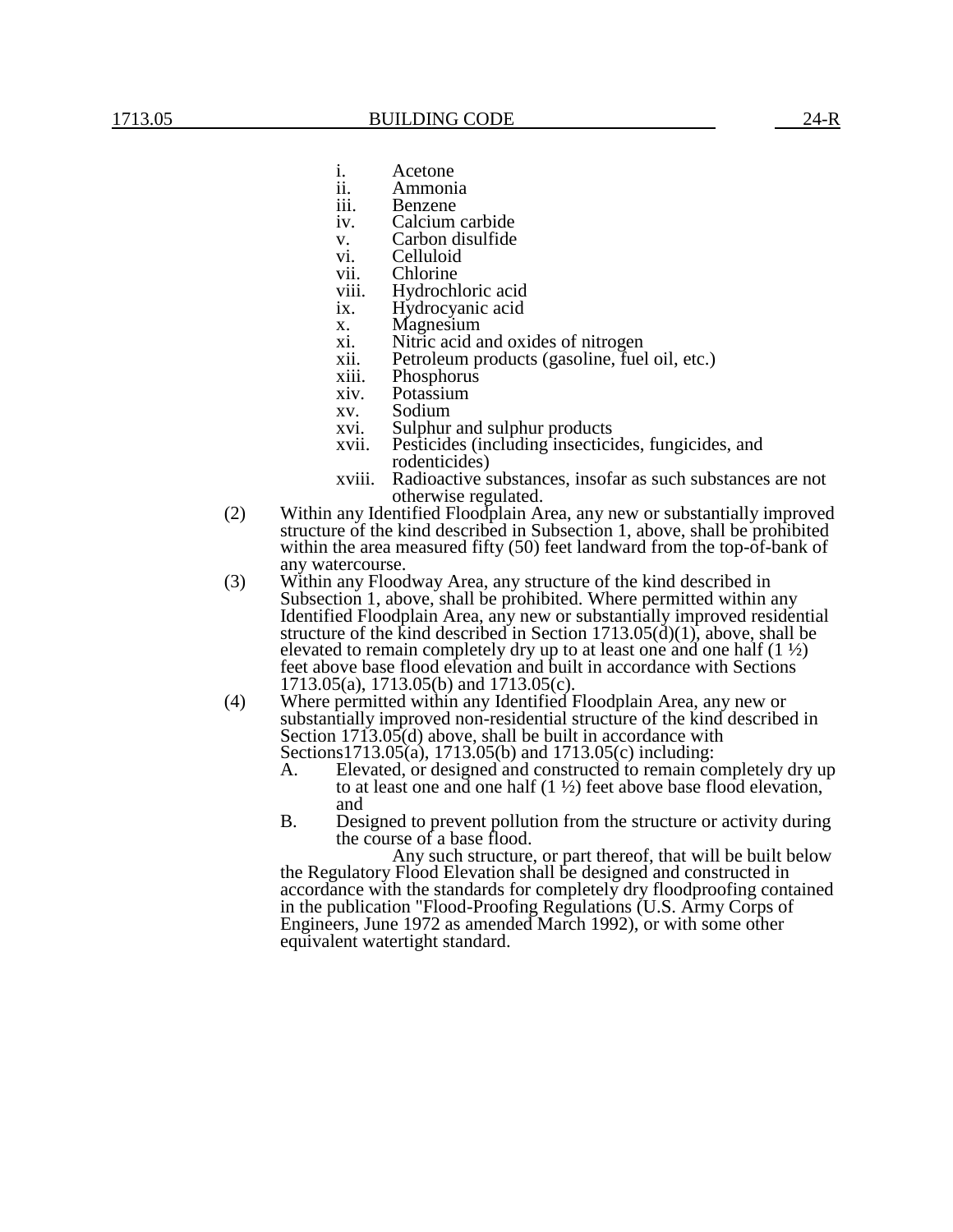i. Acetone
ii. Ammonia
iii. Benzene
iv. Calcium carbide
v. Carbon disulfide
vi. Celluloid
vii. Chlorine
viii. Hydrochloric acid
ix. Hydrocyanic acid
x. Magnesium
xi. Nitric acid and oxides of nitrogen
xii. Petroleum products (gasoline, fuel oil, etc.)
xiii. Phosphorus
xiv. Potassium
xv. Sodium
xvi. Sulphur and sulphur products
xvii. Pesticides (including insecticides, fungicides, and rodenticides)
xviii. Radioactive substances, insofar as such substances are not otherwise regulated.

(2) Within any Identified Floodplain Area, any new or substantially improved structure of the kind described in Subsection 1, above, shall be prohibited within the area measured fifty (50) feet landward from the top-of-bank of any watercourse.

(3) Within any Floodway Area, any structure of the kind described in Subsection 1, above, shall be prohibited. Where permitted within any Identified Floodplain Area, any new or substantially improved residential structure of the kind described in Section 1713.05(d)(1), above, shall be elevated to remain completely dry up to at least one and one half (1 ½) feet above base flood elevation and built in accordance with Sections 1713.05(a), 1713.05(b) and 1713.05(c).

(4) Where permitted within any Identified Floodplain Area, any new or substantially improved non-residential structure of the kind described in Section 1713.05(d) above, shall be built in accordance with Sections1713.05(a), 1713.05(b) and 1713.05(c) including:

A. Elevated, or designed and constructed to remain completely dry up to at least one and one half (1 ½) feet above base flood elevation, and

B. Designed to prevent pollution from the structure or activity during the course of a base flood.

Any such structure, or part thereof, that will be built below the Regulatory Flood Elevation shall be designed and constructed in accordance with the standards for completely dry floodproofing contained in the publication "Flood-Proofing Regulations (U.S. Army Corps of Engineers, June 1972 as amended March 1992), or with some other equivalent watertight standard.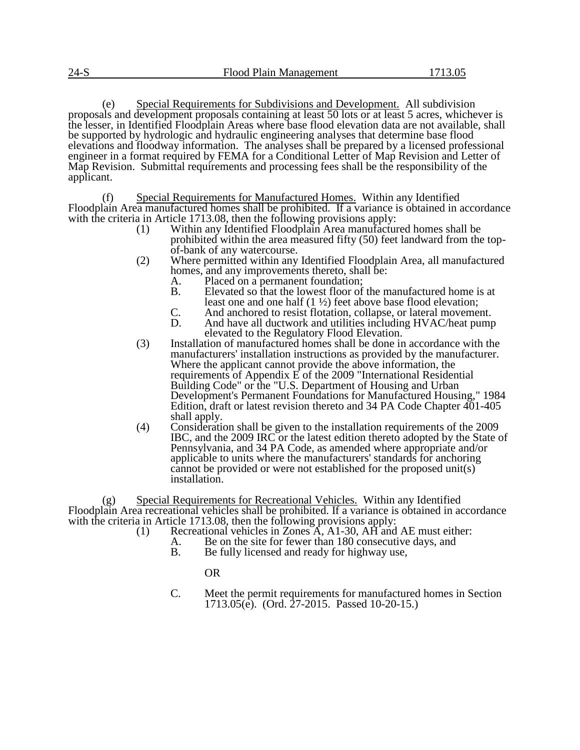(e) Special Requirements for Subdivisions and Development. All subdivision proposals and development proposals containing at least 50 lots or at least 5 acres, whichever is the lesser, in Identified Floodplain Areas where base flood elevation data are not available, shall be supported by hydrologic and hydraulic engineering analyses that determine base flood elevations and floodway information. The analyses shall be prepared by a licensed professional engineer in a format required by FEMA for a Conditional Letter of Map Revision and Letter of Map Revision. Submittal requirements and processing fees shall be the responsibility of the applicant.

(f) Special Requirements for Manufactured Homes. Within any Identified Floodplain Area manufactured homes shall be prohibited. If a variance is obtained in accordance with the criteria in Article 1713.08, then the following provisions apply:

(1) Within any Identified Floodplain Area manufactured homes shall be prohibited within the area measured fifty (50) feet landward from the top-of-bank of any watercourse.

(2) Where permitted within any Identified Floodplain Area, all manufactured homes, and any improvements thereto, shall be:

A. Placed on a permanent foundation;

B. Elevated so that the lowest floor of the manufactured home is at least one and one half (1 ½) feet above base flood elevation;

C. And anchored to resist flotation, collapse, or lateral movement.

D. And have all ductwork and utilities including HVAC/heat pump elevated to the Regulatory Flood Elevation.

(3) Installation of manufactured homes shall be done in accordance with the manufacturers' installation instructions as provided by the manufacturer. Where the applicant cannot provide the above information, the requirements of Appendix E of the 2009 "International Residential Building Code" or the "U.S. Department of Housing and Urban Development's Permanent Foundations for Manufactured Housing," 1984 Edition, draft or latest revision thereto and 34 PA Code Chapter 401-405 shall apply.

(4) Consideration shall be given to the installation requirements of the 2009 IBC, and the 2009 IRC or the latest edition thereto adopted by the State of Pennsylvania, and 34 PA Code, as amended where appropriate and/or applicable to units where the manufacturers' standards for anchoring cannot be provided or were not established for the proposed unit(s) installation.

(g) Special Requirements for Recreational Vehicles. Within any Identified Floodplain Area recreational vehicles shall be prohibited. If a variance is obtained in accordance with the criteria in Article 1713.08, then the following provisions apply:

(1) Recreational vehicles in Zones A, A1-30, AH and AE must either:

A. Be on the site for fewer than 180 consecutive days, and

B. Be fully licensed and ready for highway use,

OR

C. Meet the permit requirements for manufactured homes in Section 1713.05(e). (Ord. 27-2015. Passed 10-20-15.)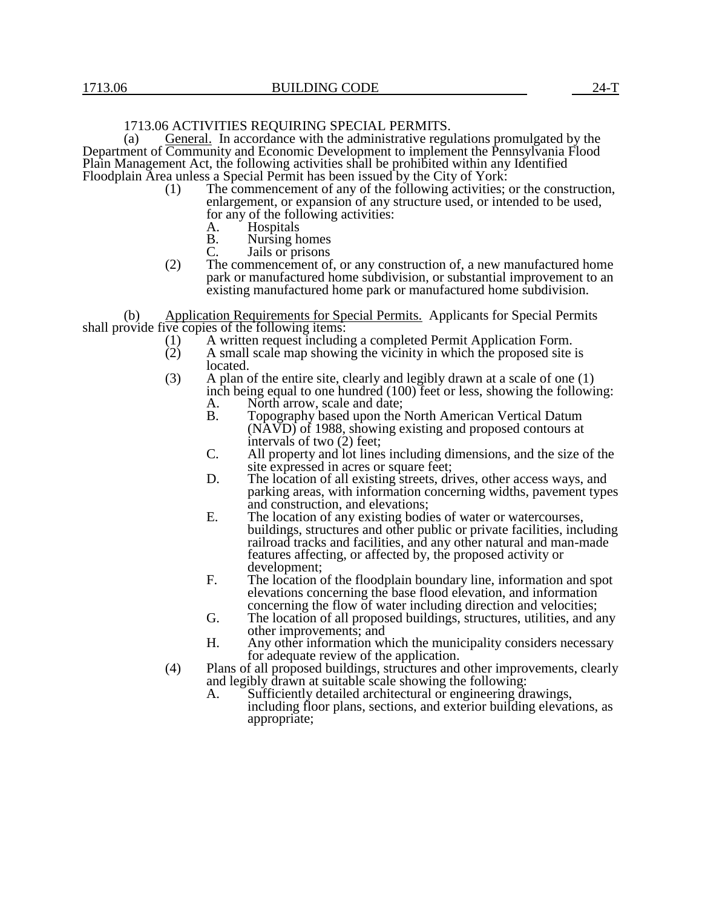1713.06 ACTIVITIES REQUIRING SPECIAL PERMITS.

(a) General. In accordance with the administrative regulations promulgated by the Department of Community and Economic Development to implement the Pennsylvania Flood Plain Management Act, the following activities shall be prohibited within any Identified Floodplain Area unless a Special Permit has been issued by the City of York:

- (1) The commencement of any of the following activities; or the construction, enlargement, or expansion of any structure used, or intended to be used, for any of the following activities:
  - A. Hospitals
  - B. Nursing homes
  - C. Jails or prisons
- (2) The commencement of, or any construction of, a new manufactured home park or manufactured home subdivision, or substantial improvement to an existing manufactured home park or manufactured home subdivision.

(b) Application Requirements for Special Permits. Applicants for Special Permits shall provide five copies of the following items:

- (1) A written request including a completed Permit Application Form.
- (2) A small scale map showing the vicinity in which the proposed site is located.
- (3) A plan of the entire site, clearly and legibly drawn at a scale of one (1) inch being equal to one hundred (100) feet or less, showing the following:
  - A. North arrow, scale and date;
  - B. Topography based upon the North American Vertical Datum (NAVD) of 1988, showing existing and proposed contours at intervals of two (2) feet;
  - C. All property and lot lines including dimensions, and the size of the site expressed in acres or square feet;
  - D. The location of all existing streets, drives, other access ways, and parking areas, with information concerning widths, pavement types and construction, and elevations;
  - E. The location of any existing bodies of water or watercourses, buildings, structures and other public or private facilities, including railroad tracks and facilities, and any other natural and man-made features affecting, or affected by, the proposed activity or development;
  - F. The location of the floodplain boundary line, information and spot elevations concerning the base flood elevation, and information concerning the flow of water including direction and velocities;
  - G. The location of all proposed buildings, structures, utilities, and any other improvements; and
  - H. Any other information which the municipality considers necessary for adequate review of the application.
- (4) Plans of all proposed buildings, structures and other improvements, clearly and legibly drawn at suitable scale showing the following:
  - A. Sufficiently detailed architectural or engineering drawings, including floor plans, sections, and exterior building elevations, as appropriate;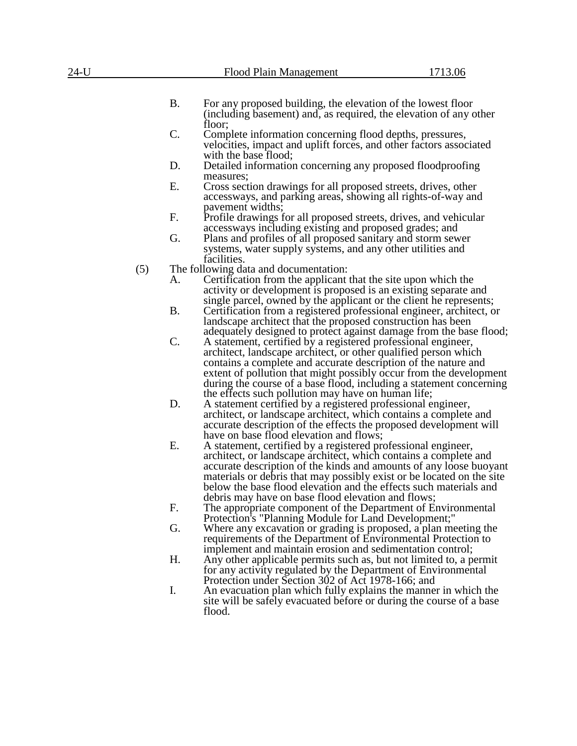B. For any proposed building, the elevation of the lowest floor (including basement) and, as required, the elevation of any other floor;

C. Complete information concerning flood depths, pressures, velocities, impact and uplift forces, and other factors associated with the base flood;

D. Detailed information concerning any proposed floodproofing measures;

E. Cross section drawings for all proposed streets, drives, other accessways, and parking areas, showing all rights-of-way and pavement widths;

F. Profile drawings for all proposed streets, drives, and vehicular accessways including existing and proposed grades; and

G. Plans and profiles of all proposed sanitary and storm sewer systems, water supply systems, and any other utilities and facilities.

(5) The following data and documentation:

A. Certification from the applicant that the site upon which the activity or development is proposed is an existing separate and single parcel, owned by the applicant or the client he represents;

B. Certification from a registered professional engineer, architect, or landscape architect that the proposed construction has been adequately designed to protect against damage from the base flood;

C. A statement, certified by a registered professional engineer, architect, landscape architect, or other qualified person which contains a complete and accurate description of the nature and extent of pollution that might possibly occur from the development during the course of a base flood, including a statement concerning the effects such pollution may have on human life;

D. A statement certified by a registered professional engineer, architect, or landscape architect, which contains a complete and accurate description of the effects the proposed development will have on base flood elevation and flows;

E. A statement, certified by a registered professional engineer, architect, or landscape architect, which contains a complete and accurate description of the kinds and amounts of any loose buoyant materials or debris that may possibly exist or be located on the site below the base flood elevation and the effects such materials and debris may have on base flood elevation and flows;

F. The appropriate component of the Department of Environmental Protection's "Planning Module for Land Development;"

G. Where any excavation or grading is proposed, a plan meeting the requirements of the Department of Environmental Protection to implement and maintain erosion and sedimentation control;

H. Any other applicable permits such as, but not limited to, a permit for any activity regulated by the Department of Environmental Protection under Section 302 of Act 1978-166; and

I. An evacuation plan which fully explains the manner in which the site will be safely evacuated before or during the course of a base flood.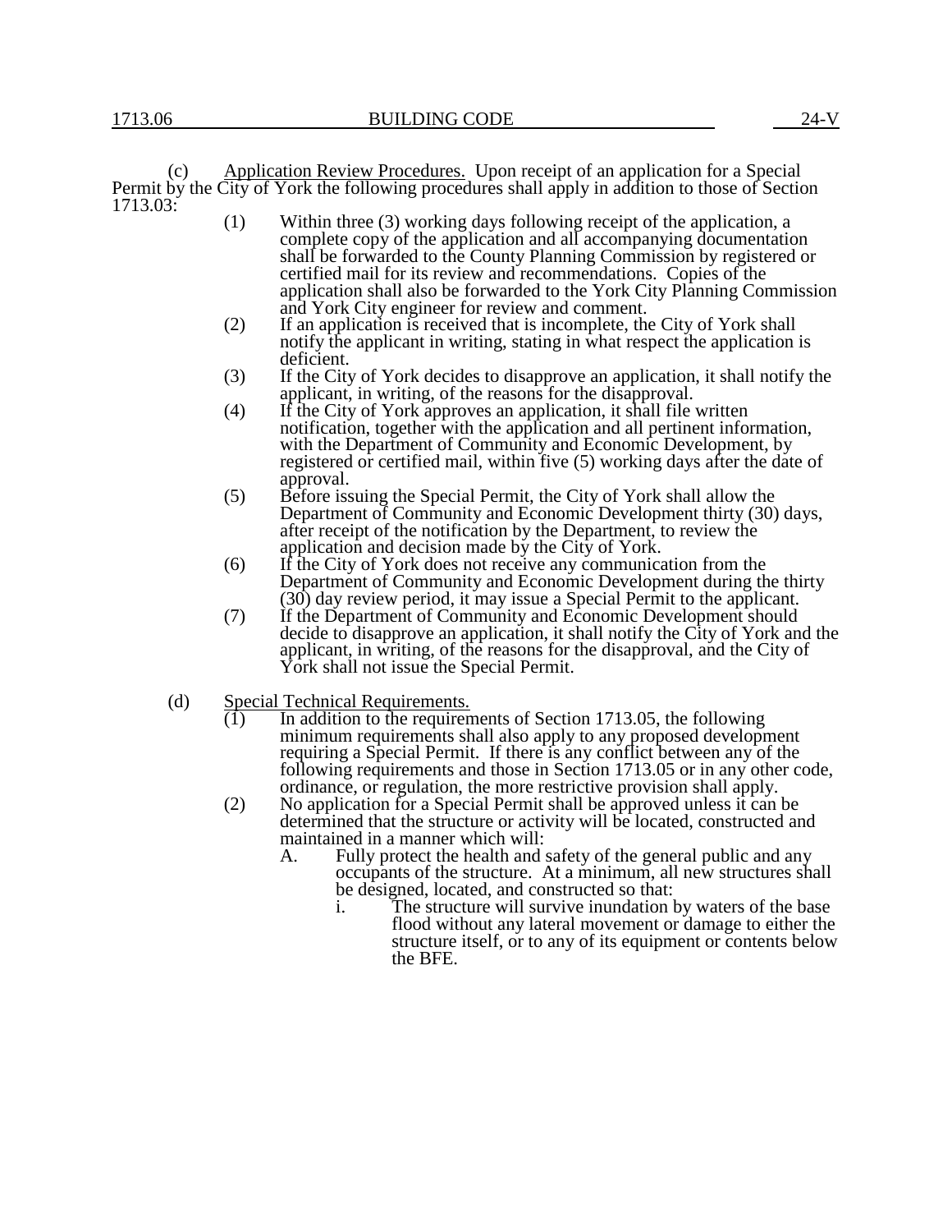(c) Application Review Procedures. Upon receipt of an application for a Special Permit by the City of York the following procedures shall apply in addition to those of Section 1713.03:

(1) Within three (3) working days following receipt of the application, a complete copy of the application and all accompanying documentation shall be forwarded to the County Planning Commission by registered or certified mail for its review and recommendations. Copies of the application shall also be forwarded to the York City Planning Commission and York City engineer for review and comment.

(2) If an application is received that is incomplete, the City of York shall notify the applicant in writing, stating in what respect the application is deficient.

(3) If the City of York decides to disapprove an application, it shall notify the applicant, in writing, of the reasons for the disapproval.

(4) If the City of York approves an application, it shall file written notification, together with the application and all pertinent information, with the Department of Community and Economic Development, by registered or certified mail, within five (5) working days after the date of approval.

(5) Before issuing the Special Permit, the City of York shall allow the Department of Community and Economic Development thirty (30) days, after receipt of the notification by the Department, to review the application and decision made by the City of York.

(6) If the City of York does not receive any communication from the Department of Community and Economic Development during the thirty (30) day review period, it may issue a Special Permit to the applicant.

(7) If the Department of Community and Economic Development should decide to disapprove an application, it shall notify the City of York and the applicant, in writing, of the reasons for the disapproval, and the City of York shall not issue the Special Permit.

(d) Special Technical Requirements.

(1) In addition to the requirements of Section 1713.05, the following minimum requirements shall also apply to any proposed development requiring a Special Permit. If there is any conflict between any of the following requirements and those in Section 1713.05 or in any other code, ordinance, or regulation, the more restrictive provision shall apply.

(2) No application for a Special Permit shall be approved unless it can be determined that the structure or activity will be located, constructed and maintained in a manner which will:

A. Fully protect the health and safety of the general public and any occupants of the structure. At a minimum, all new structures shall be designed, located, and constructed so that:

i. The structure will survive inundation by waters of the base flood without any lateral movement or damage to either the structure itself, or to any of its equipment or contents below the BFE.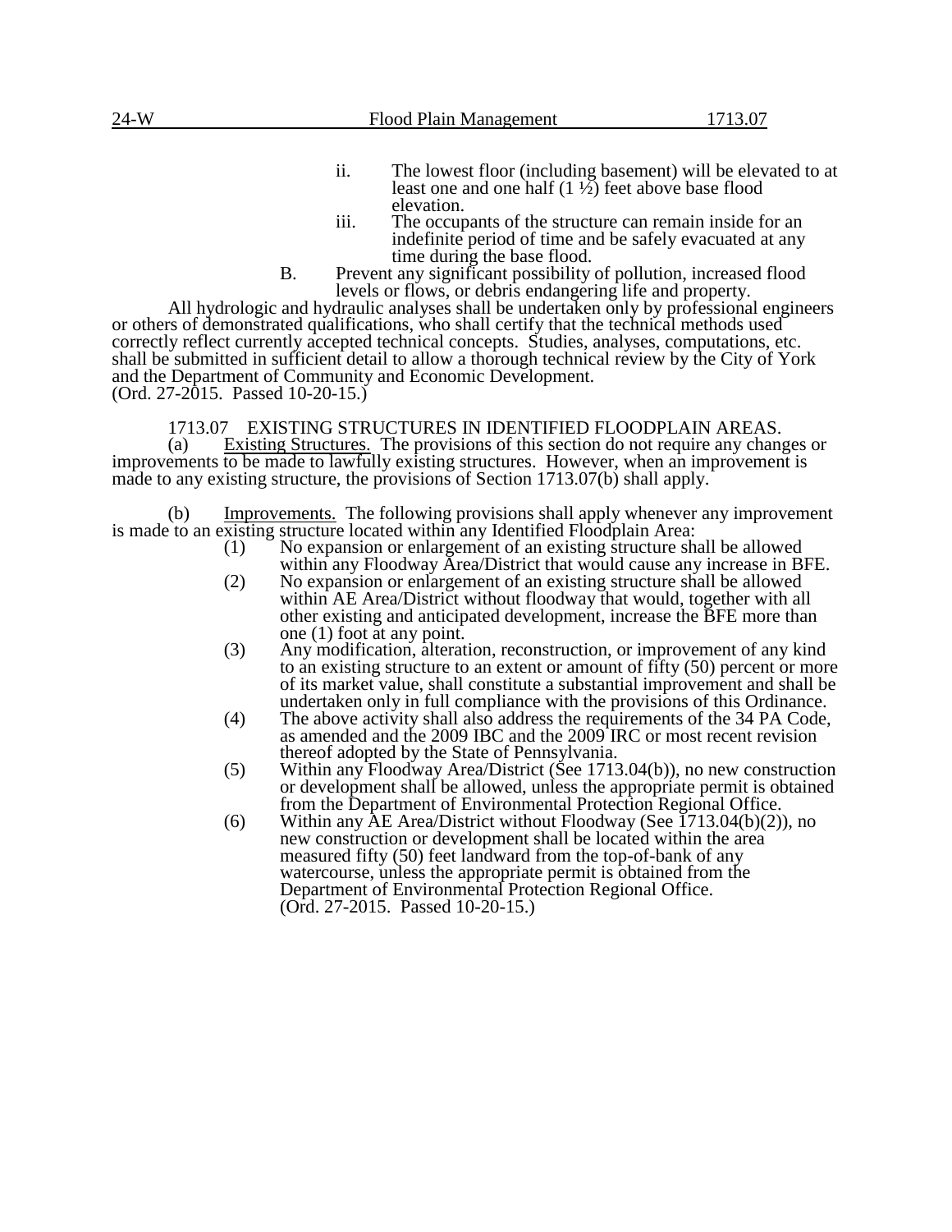ii. The lowest floor (including basement) will be elevated to at least one and one half (1 ½) feet above base flood elevation.

iii. The occupants of the structure can remain inside for an indefinite period of time and be safely evacuated at any time during the base flood.

B. Prevent any significant possibility of pollution, increased flood levels or flows, or debris endangering life and property.

All hydrologic and hydraulic analyses shall be undertaken only by professional engineers or others of demonstrated qualifications, who shall certify that the technical methods used correctly reflect currently accepted technical concepts. Studies, analyses, computations, etc. shall be submitted in sufficient detail to allow a thorough technical review by the City of York and the Department of Community and Economic Development.
(Ord. 27-2015. Passed 10-20-15.)

1713.07 EXISTING STRUCTURES IN IDENTIFIED FLOODPLAIN AREAS.

(a) Existing Structures. The provisions of this section do not require any changes or improvements to be made to lawfully existing structures. However, when an improvement is made to any existing structure, the provisions of Section 1713.07(b) shall apply.

(b) Improvements. The following provisions shall apply whenever any improvement is made to an existing structure located within any Identified Floodplain Area:

(1) No expansion or enlargement of an existing structure shall be allowed within any Floodway Area/District that would cause any increase in BFE.

(2) No expansion or enlargement of an existing structure shall be allowed within AE Area/District without floodway that would, together with all other existing and anticipated development, increase the BFE more than one (1) foot at any point.

(3) Any modification, alteration, reconstruction, or improvement of any kind to an existing structure to an extent or amount of fifty (50) percent or more of its market value, shall constitute a substantial improvement and shall be undertaken only in full compliance with the provisions of this Ordinance.

(4) The above activity shall also address the requirements of the 34 PA Code, as amended and the 2009 IBC and the 2009 IRC or most recent revision thereof adopted by the State of Pennsylvania.

(5) Within any Floodway Area/District (See 1713.04(b)), no new construction or development shall be allowed, unless the appropriate permit is obtained from the Department of Environmental Protection Regional Office.

(6) Within any AE Area/District without Floodway (See 1713.04(b)(2)), no new construction or development shall be located within the area measured fifty (50) feet landward from the top-of-bank of any watercourse, unless the appropriate permit is obtained from the Department of Environmental Protection Regional Office.
(Ord. 27-2015. Passed 10-20-15.)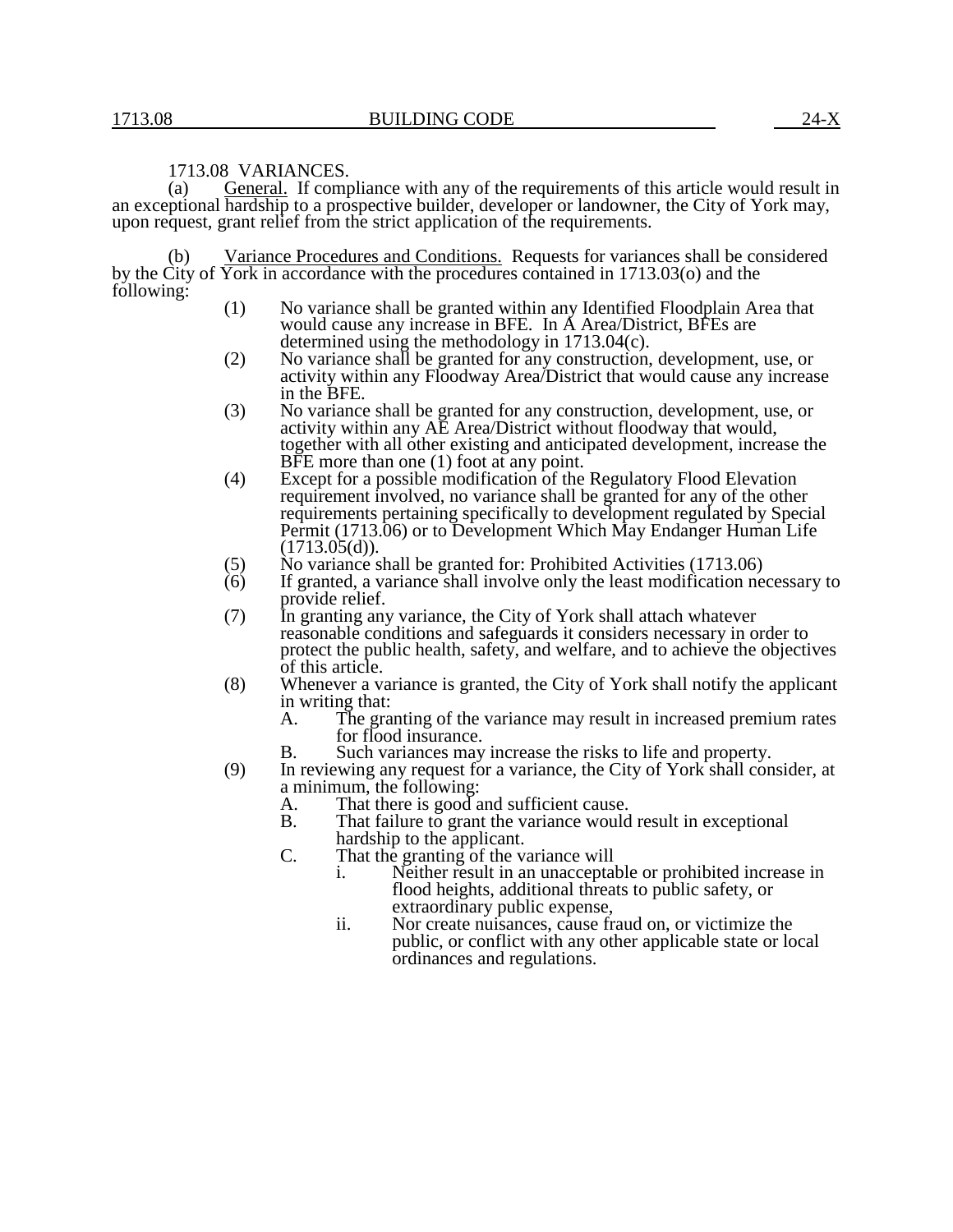1713.08 VARIANCES.

(a) General. If compliance with any of the requirements of this article would result in an exceptional hardship to a prospective builder, developer or landowner, the City of York may, upon request, grant relief from the strict application of the requirements.

(b) Variance Procedures and Conditions. Requests for variances shall be considered by the City of York in accordance with the procedures contained in 1713.03(o) and the following:

(1) No variance shall be granted within any Identified Floodplain Area that would cause any increase in BFE. In A Area/District, BFEs are determined using the methodology in 1713.04(c).

(2) No variance shall be granted for any construction, development, use, or activity within any Floodway Area/District that would cause any increase in the BFE.

(3) No variance shall be granted for any construction, development, use, or activity within any AE Area/District without floodway that would, together with all other existing and anticipated development, increase the BFE more than one (1) foot at any point.

(4) Except for a possible modification of the Regulatory Flood Elevation requirement involved, no variance shall be granted for any of the other requirements pertaining specifically to development regulated by Special Permit (1713.06) or to Development Which May Endanger Human Life (1713.05(d)).

(5) No variance shall be granted for: Prohibited Activities (1713.06)

(6) If granted, a variance shall involve only the least modification necessary to provide relief.

(7) In granting any variance, the City of York shall attach whatever reasonable conditions and safeguards it considers necessary in order to protect the public health, safety, and welfare, and to achieve the objectives of this article.

(8) Whenever a variance is granted, the City of York shall notify the applicant in writing that:

A. The granting of the variance may result in increased premium rates for flood insurance.

B. Such variances may increase the risks to life and property.

(9) In reviewing any request for a variance, the City of York shall consider, at a minimum, the following:

A. That there is good and sufficient cause.

B. That failure to grant the variance would result in exceptional hardship to the applicant.

C. That the granting of the variance will

i. Neither result in an unacceptable or prohibited increase in flood heights, additional threats to public safety, or extraordinary public expense,

ii. Nor create nuisances, cause fraud on, or victimize the public, or conflict with any other applicable state or local ordinances and regulations.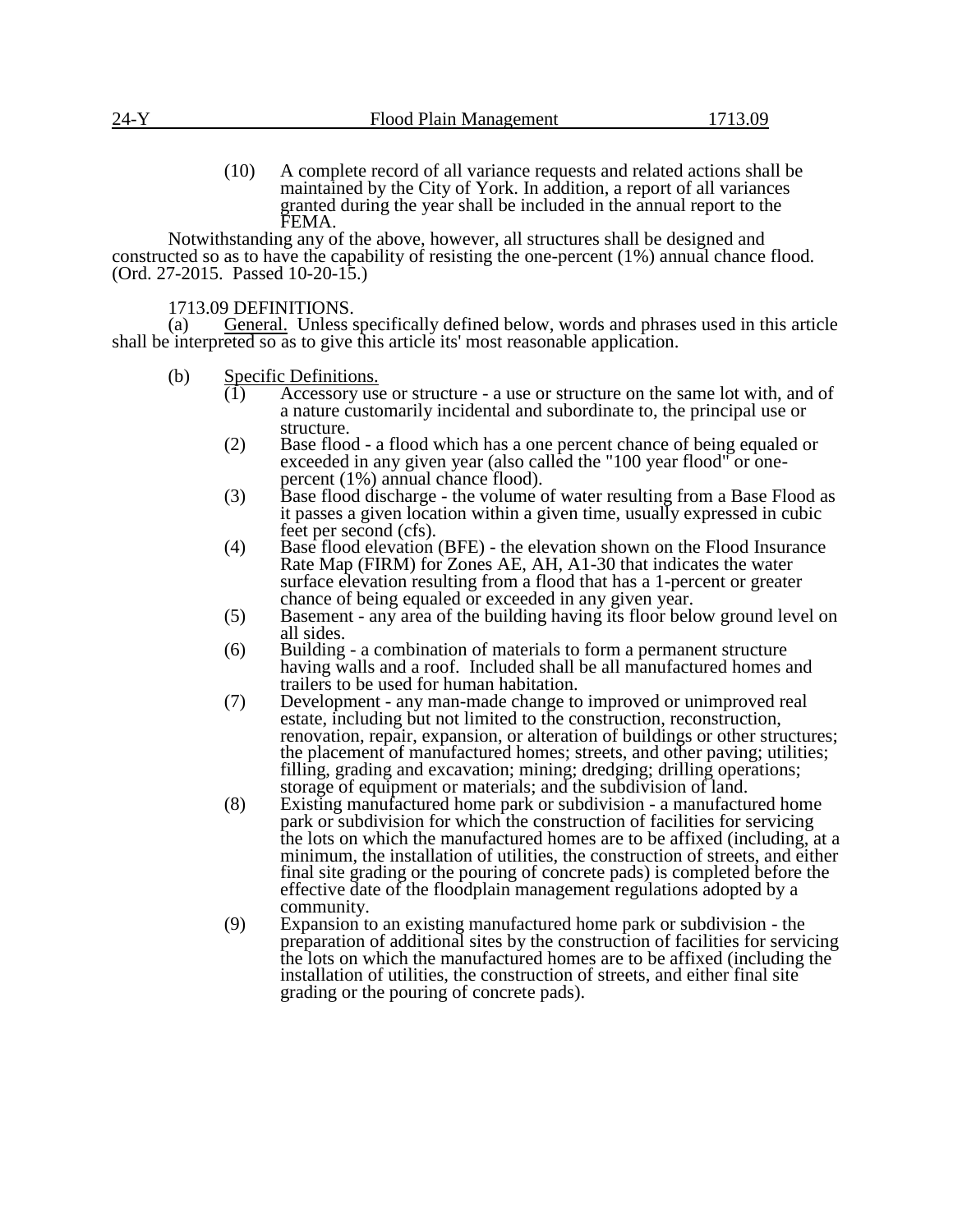(10) A complete record of all variance requests and related actions shall be maintained by the City of York. In addition, a report of all variances granted during the year shall be included in the annual report to the FEMA.

Notwithstanding any of the above, however, all structures shall be designed and constructed so as to have the capability of resisting the one-percent (1%) annual chance flood. (Ord. 27-2015. Passed 10-20-15.)

## 1713.09 DEFINITIONS.

(a) General. Unless specifically defined below, words and phrases used in this article shall be interpreted so as to give this article its' most reasonable application.

(b) Specific Definitions.

(1) Accessory use or structure - a use or structure on the same lot with, and of a nature customarily incidental and subordinate to, the principal use or structure.

(2) Base flood - a flood which has a one percent chance of being equaled or exceeded in any given year (also called the "100 year flood" or one-percent (1%) annual chance flood).

(3) Base flood discharge - the volume of water resulting from a Base Flood as it passes a given location within a given time, usually expressed in cubic feet per second (cfs).

(4) Base flood elevation (BFE) - the elevation shown on the Flood Insurance Rate Map (FIRM) for Zones AE, AH, A1-30 that indicates the water surface elevation resulting from a flood that has a 1-percent or greater chance of being equaled or exceeded in any given year.

(5) Basement - any area of the building having its floor below ground level on all sides.

(6) Building - a combination of materials to form a permanent structure having walls and a roof. Included shall be all manufactured homes and trailers to be used for human habitation.

(7) Development - any man-made change to improved or unimproved real estate, including but not limited to the construction, reconstruction, renovation, repair, expansion, or alteration of buildings or other structures; the placement of manufactured homes; streets, and other paving; utilities; filling, grading and excavation; mining; dredging; drilling operations; storage of equipment or materials; and the subdivision of land.

(8) Existing manufactured home park or subdivision - a manufactured home park or subdivision for which the construction of facilities for servicing the lots on which the manufactured homes are to be affixed (including, at a minimum, the installation of utilities, the construction of streets, and either final site grading or the pouring of concrete pads) is completed before the effective date of the floodplain management regulations adopted by a community.

(9) Expansion to an existing manufactured home park or subdivision - the preparation of additional sites by the construction of facilities for servicing the lots on which the manufactured homes are to be affixed (including the installation of utilities, the construction of streets, and either final site grading or the pouring of concrete pads).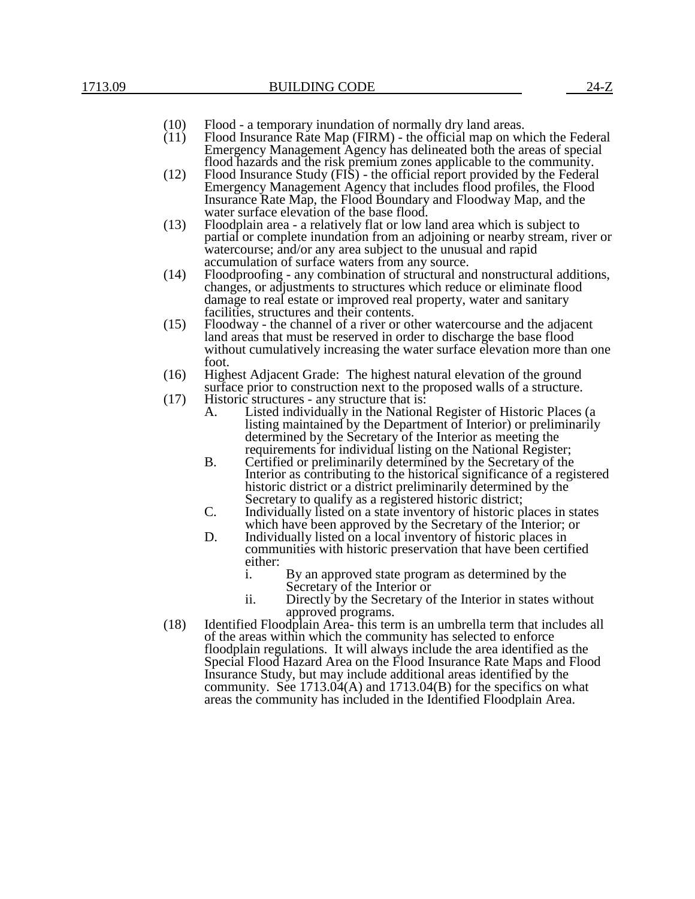(10) Flood - a temporary inundation of normally dry land areas.

(11) Flood Insurance Rate Map (FIRM) - the official map on which the Federal Emergency Management Agency has delineated both the areas of special flood hazards and the risk premium zones applicable to the community.

(12) Flood Insurance Study (FIS) - the official report provided by the Federal Emergency Management Agency that includes flood profiles, the Flood Insurance Rate Map, the Flood Boundary and Floodway Map, and the water surface elevation of the base flood.

(13) Floodplain area - a relatively flat or low land area which is subject to partial or complete inundation from an adjoining or nearby stream, river or watercourse; and/or any area subject to the unusual and rapid accumulation of surface waters from any source.

(14) Floodproofing - any combination of structural and nonstructural additions, changes, or adjustments to structures which reduce or eliminate flood damage to real estate or improved real property, water and sanitary facilities, structures and their contents.

(15) Floodway - the channel of a river or other watercourse and the adjacent land areas that must be reserved in order to discharge the base flood without cumulatively increasing the water surface elevation more than one foot.

(16) Highest Adjacent Grade: The highest natural elevation of the ground surface prior to construction next to the proposed walls of a structure.

(17) Historic structures - any structure that is:

   A. Listed individually in the National Register of Historic Places (a listing maintained by the Department of Interior) or preliminarily determined by the Secretary of the Interior as meeting the requirements for individual listing on the National Register;

   B. Certified or preliminarily determined by the Secretary of the Interior as contributing to the historical significance of a registered historic district or a district preliminarily determined by the Secretary to qualify as a registered historic district;

   C. Individually listed on a state inventory of historic places in states which have been approved by the Secretary of the Interior; or

   D. Individually listed on a local inventory of historic places in communities with historic preservation that have been certified either:

      i. By an approved state program as determined by the Secretary of the Interior or

      ii. Directly by the Secretary of the Interior in states without approved programs.

(18) Identified Floodplain Area- this term is an umbrella term that includes all of the areas within which the community has selected to enforce floodplain regulations. It will always include the area identified as the Special Flood Hazard Area on the Flood Insurance Rate Maps and Flood Insurance Study, but may include additional areas identified by the community. See 1713.04(A) and 1713.04(B) for the specifics on what areas the community has included in the Identified Floodplain Area.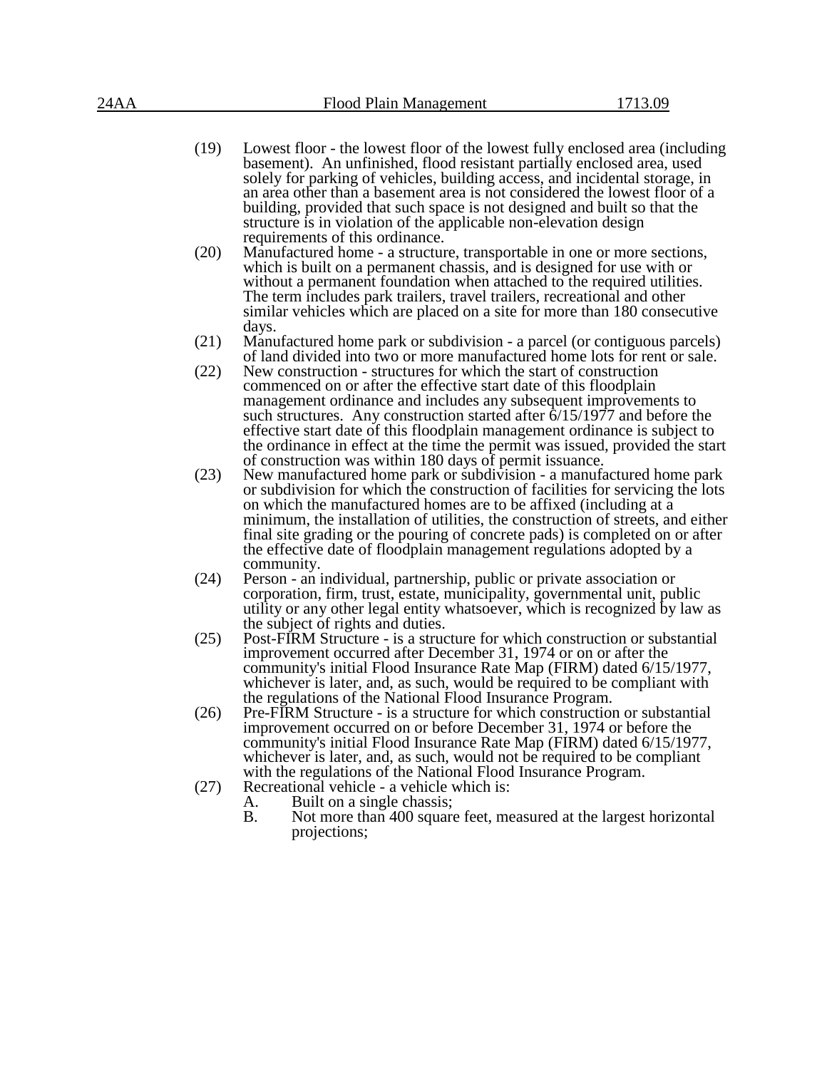(19) Lowest floor - the lowest floor of the lowest fully enclosed area (including basement). An unfinished, flood resistant partially enclosed area, used solely for parking of vehicles, building access, and incidental storage, in an area other than a basement area is not considered the lowest floor of a building, provided that such space is not designed and built so that the structure is in violation of the applicable non-elevation design requirements of this ordinance.

(20) Manufactured home - a structure, transportable in one or more sections, which is built on a permanent chassis, and is designed for use with or without a permanent foundation when attached to the required utilities. The term includes park trailers, travel trailers, recreational and other similar vehicles which are placed on a site for more than 180 consecutive days.

(21) Manufactured home park or subdivision - a parcel (or contiguous parcels) of land divided into two or more manufactured home lots for rent or sale.

(22) New construction - structures for which the start of construction commenced on or after the effective start date of this floodplain management ordinance and includes any subsequent improvements to such structures. Any construction started after 6/15/1977 and before the effective start date of this floodplain management ordinance is subject to the ordinance in effect at the time the permit was issued, provided the start of construction was within 180 days of permit issuance.

(23) New manufactured home park or subdivision - a manufactured home park or subdivision for which the construction of facilities for servicing the lots on which the manufactured homes are to be affixed (including at a minimum, the installation of utilities, the construction of streets, and either final site grading or the pouring of concrete pads) is completed on or after the effective date of floodplain management regulations adopted by a community.

(24) Person - an individual, partnership, public or private association or corporation, firm, trust, estate, municipality, governmental unit, public utility or any other legal entity whatsoever, which is recognized by law as the subject of rights and duties.

(25) Post-FIRM Structure - is a structure for which construction or substantial improvement occurred after December 31, 1974 or on or after the community's initial Flood Insurance Rate Map (FIRM) dated 6/15/1977, whichever is later, and, as such, would be required to be compliant with the regulations of the National Flood Insurance Program.

(26) Pre-FIRM Structure - is a structure for which construction or substantial improvement occurred on or before December 31, 1974 or before the community's initial Flood Insurance Rate Map (FIRM) dated 6/15/1977, whichever is later, and, as such, would not be required to be compliant with the regulations of the National Flood Insurance Program.

(27) Recreational vehicle - a vehicle which is:

A. Built on a single chassis;

B. Not more than 400 square feet, measured at the largest horizontal projections;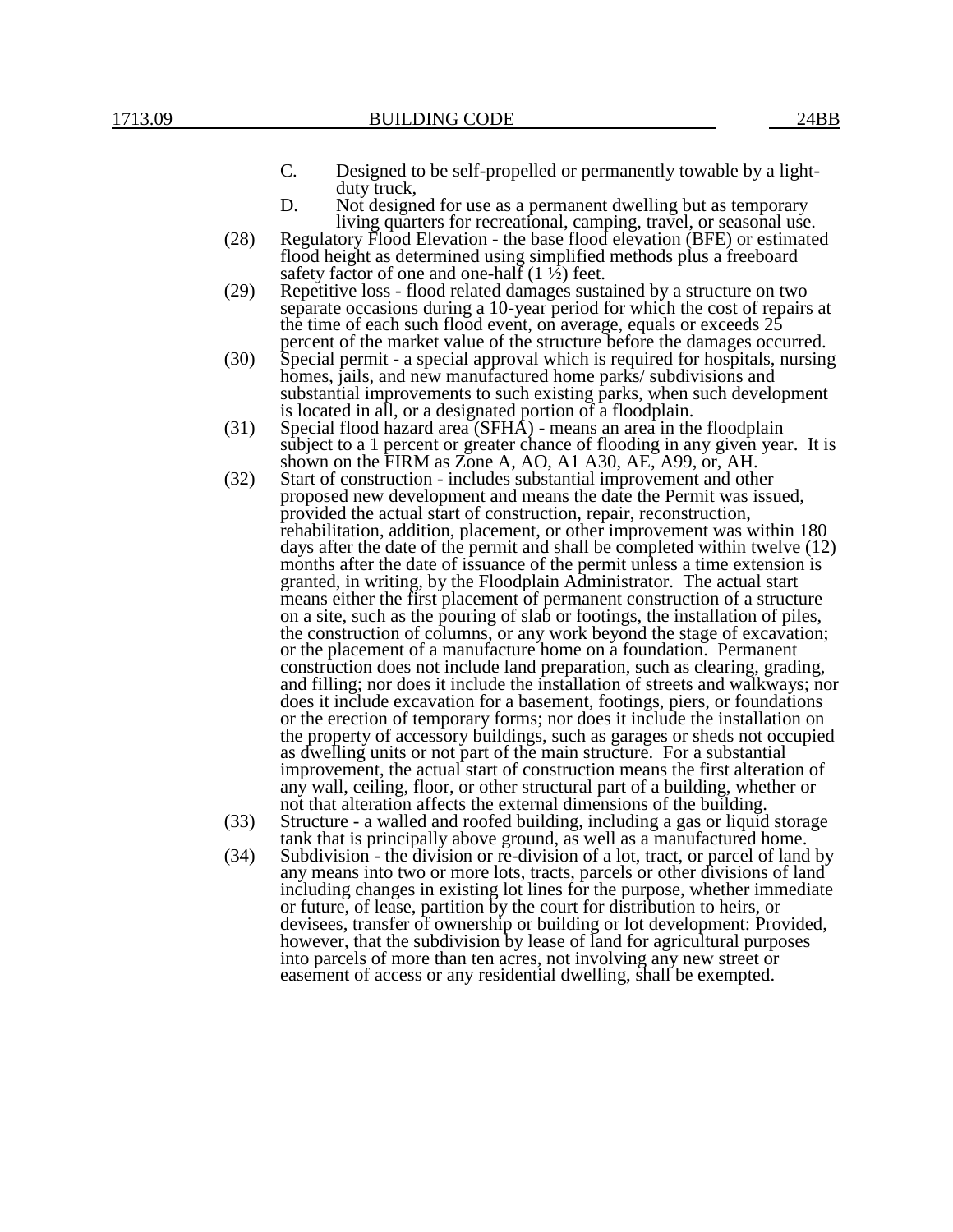C. Designed to be self-propelled or permanently towable by a light-duty truck,

D. Not designed for use as a permanent dwelling but as temporary living quarters for recreational, camping, travel, or seasonal use.

(28) Regulatory Flood Elevation - the base flood elevation (BFE) or estimated flood height as determined using simplified methods plus a freeboard safety factor of one and one-half (1 ½) feet.

(29) Repetitive loss - flood related damages sustained by a structure on two separate occasions during a 10-year period for which the cost of repairs at the time of each such flood event, on average, equals or exceeds 25 percent of the market value of the structure before the damages occurred.

(30) Special permit - a special approval which is required for hospitals, nursing homes, jails, and new manufactured home parks/ subdivisions and substantial improvements to such existing parks, when such development is located in all, or a designated portion of a floodplain.

(31) Special flood hazard area (SFHA) - means an area in the floodplain subject to a 1 percent or greater chance of flooding in any given year. It is shown on the FIRM as Zone A, AO, A1 A30, AE, A99, or, AH.

(32) Start of construction - includes substantial improvement and other proposed new development and means the date the Permit was issued, provided the actual start of construction, repair, reconstruction, rehabilitation, addition, placement, or other improvement was within 180 days after the date of the permit and shall be completed within twelve (12) months after the date of issuance of the permit unless a time extension is granted, in writing, by the Floodplain Administrator. The actual start means either the first placement of permanent construction of a structure on a site, such as the pouring of slab or footings, the installation of piles, the construction of columns, or any work beyond the stage of excavation; or the placement of a manufacture home on a foundation. Permanent construction does not include land preparation, such as clearing, grading, and filling; nor does it include the installation of streets and walkways; nor does it include excavation for a basement, footings, piers, or foundations or the erection of temporary forms; nor does it include the installation on the property of accessory buildings, such as garages or sheds not occupied as dwelling units or not part of the main structure. For a substantial improvement, the actual start of construction means the first alteration of any wall, ceiling, floor, or other structural part of a building, whether or not that alteration affects the external dimensions of the building.

(33) Structure - a walled and roofed building, including a gas or liquid storage tank that is principally above ground, as well as a manufactured home.

(34) Subdivision - the division or re-division of a lot, tract, or parcel of land by any means into two or more lots, tracts, parcels or other divisions of land including changes in existing lot lines for the purpose, whether immediate or future, of lease, partition by the court for distribution to heirs, or devisees, transfer of ownership or building or lot development: Provided, however, that the subdivision by lease of land for agricultural purposes into parcels of more than ten acres, not involving any new street or easement of access or any residential dwelling, shall be exempted.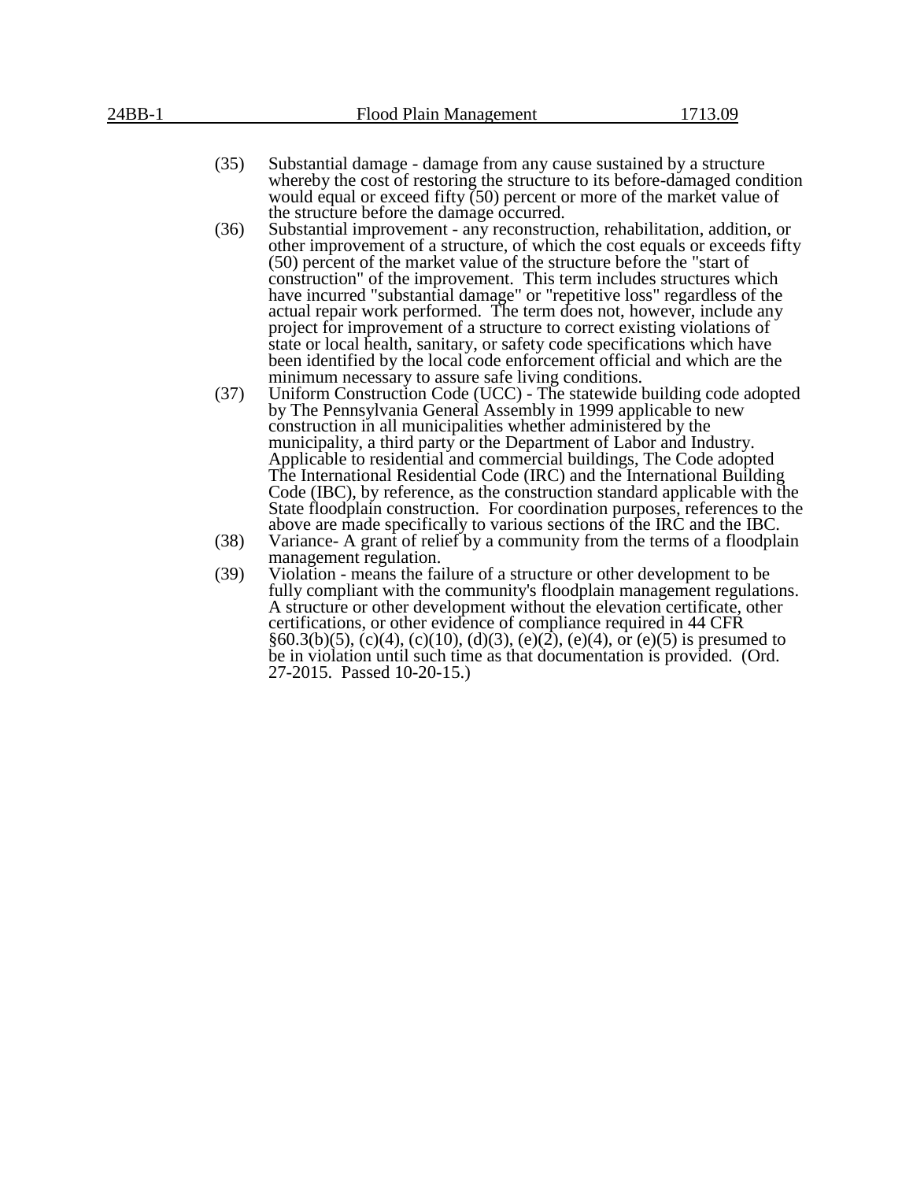(35) Substantial damage - damage from any cause sustained by a structure whereby the cost of restoring the structure to its before-damaged condition would equal or exceed fifty (50) percent or more of the market value of the structure before the damage occurred.

(36) Substantial improvement - any reconstruction, rehabilitation, addition, or other improvement of a structure, of which the cost equals or exceeds fifty (50) percent of the market value of the structure before the "start of construction" of the improvement. This term includes structures which have incurred "substantial damage" or "repetitive loss" regardless of the actual repair work performed. The term does not, however, include any project for improvement of a structure to correct existing violations of state or local health, sanitary, or safety code specifications which have been identified by the local code enforcement official and which are the minimum necessary to assure safe living conditions.

(37) Uniform Construction Code (UCC) - The statewide building code adopted by The Pennsylvania General Assembly in 1999 applicable to new construction in all municipalities whether administered by the municipality, a third party or the Department of Labor and Industry. Applicable to residential and commercial buildings, The Code adopted The International Residential Code (IRC) and the International Building Code (IBC), by reference, as the construction standard applicable with the State floodplain construction. For coordination purposes, references to the above are made specifically to various sections of the IRC and the IBC.

(38) Variance- A grant of relief by a community from the terms of a floodplain management regulation.

(39) Violation - means the failure of a structure or other development to be fully compliant with the community's floodplain management regulations. A structure or other development without the elevation certificate, other certifications, or other evidence of compliance required in 44 CFR §60.3(b)(5), (c)(4), (c)(10), (d)(3), (e)(2), (e)(4), or (e)(5) is presumed to be in violation until such time as that documentation is provided. (Ord. 27-2015. Passed 10-20-15.)